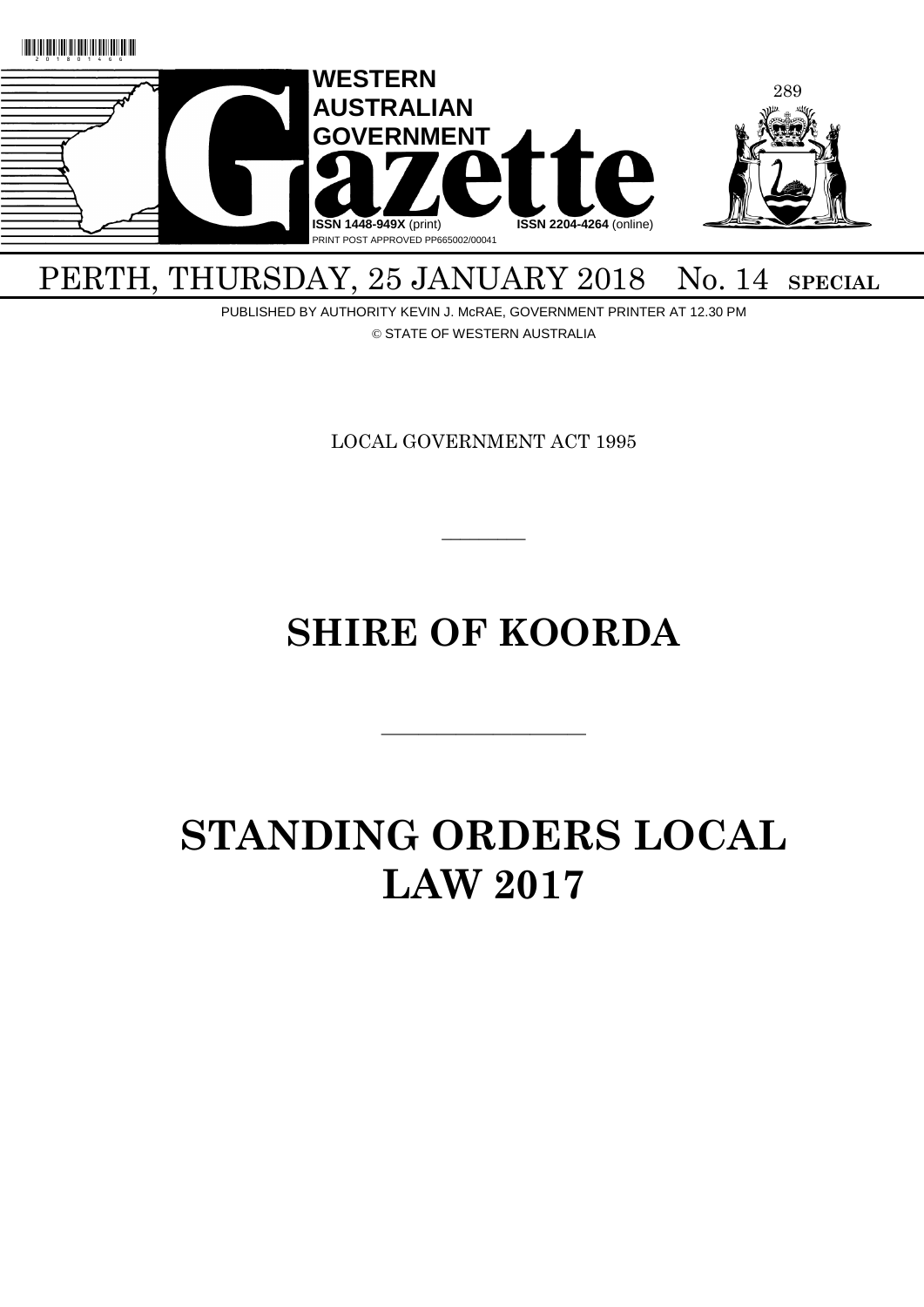WESTERN AUSTRALIAN GOVERNMENT Gazette

ISSN 1448-949X (print) ISSN 2204-4264 (online)

PRINT POST APPROVED PP665002/00041

PERTH, THURSDAY, 25 JANUARY 2018 No. 14 SPECIAL

PUBLISHED BY AUTHORITY KEVIN J. McRAE, GOVERNMENT PRINTER AT 12.30 PM

© STATE OF WESTERN AUSTRALIA

LOCAL GOVERNMENT ACT 1995

---

# SHIRE OF KOORDA

---

# STANDING ORDERS LOCAL LAW 2017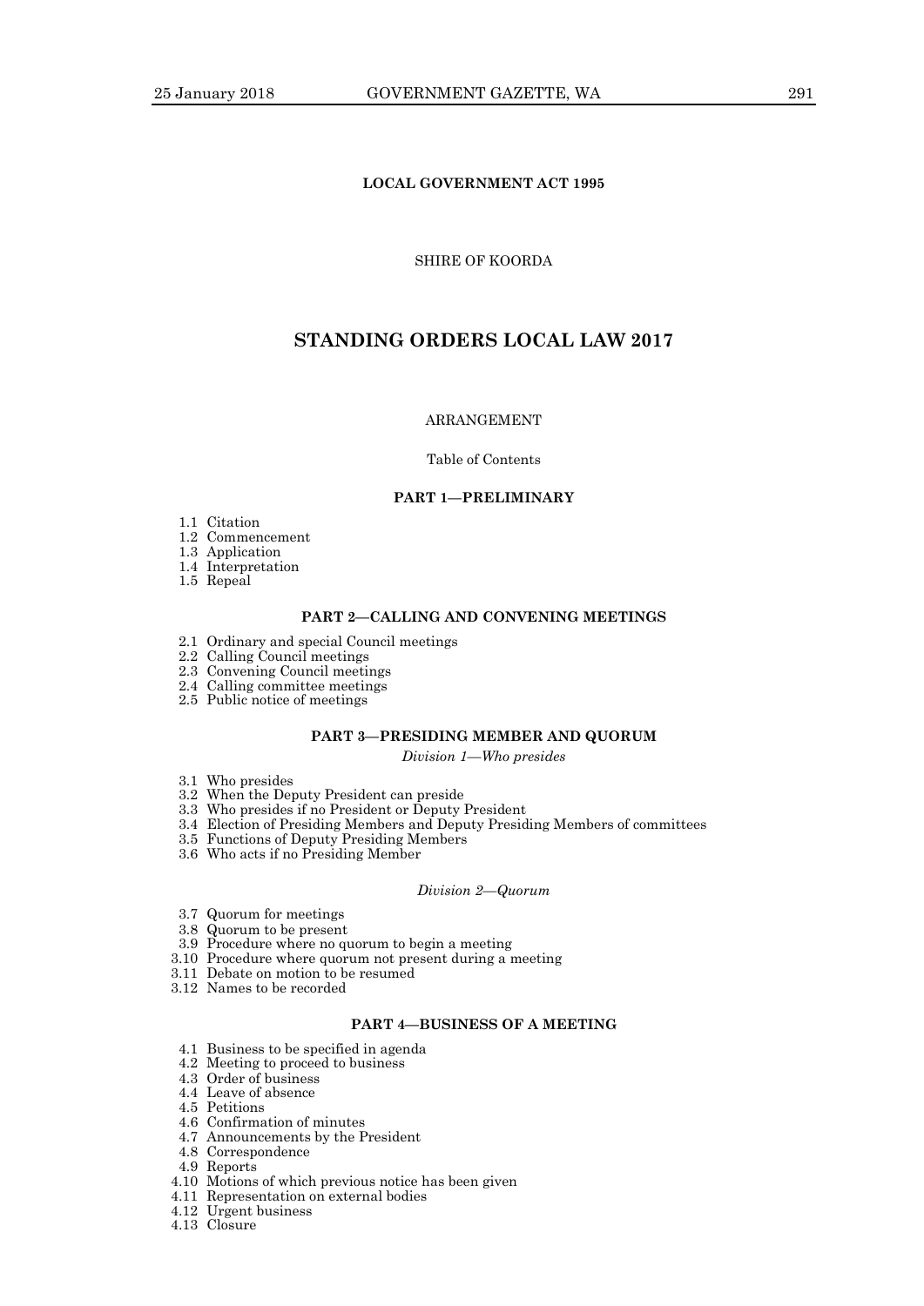**LOCAL GOVERNMENT ACT 1995**

SHIRE OF KOORDA

# STANDING ORDERS LOCAL LAW 2017

ARRANGEMENT

Table of Contents

### PART 1—PRELIMINARY

1.1 Citation
1.2 Commencement
1.3 Application
1.4 Interpretation
1.5 Repeal

### PART 2—CALLING AND CONVENING MEETINGS

2.1 Ordinary and special Council meetings
2.2 Calling Council meetings
2.3 Convening Council meetings
2.4 Calling committee meetings
2.5 Public notice of meetings

### PART 3—PRESIDING MEMBER AND QUORUM

*Division 1—Who presides*

3.1 Who presides
3.2 When the Deputy President can preside
3.3 Who presides if no President or Deputy President
3.4 Election of Presiding Members and Deputy Presiding Members of committees
3.5 Functions of Deputy Presiding Members
3.6 Who acts if no Presiding Member

*Division 2—Quorum*

3.7 Quorum for meetings
3.8 Quorum to be present
3.9 Procedure where no quorum to begin a meeting
3.10 Procedure where quorum not present during a meeting
3.11 Debate on motion to be resumed
3.12 Names to be recorded

### PART 4—BUSINESS OF A MEETING

4.1 Business to be specified in agenda
4.2 Meeting to proceed to business
4.3 Order of business
4.4 Leave of absence
4.5 Petitions
4.6 Confirmation of minutes
4.7 Announcements by the President
4.8 Correspondence
4.9 Reports
4.10 Motions of which previous notice has been given
4.11 Representation on external bodies
4.12 Urgent business
4.13 Closure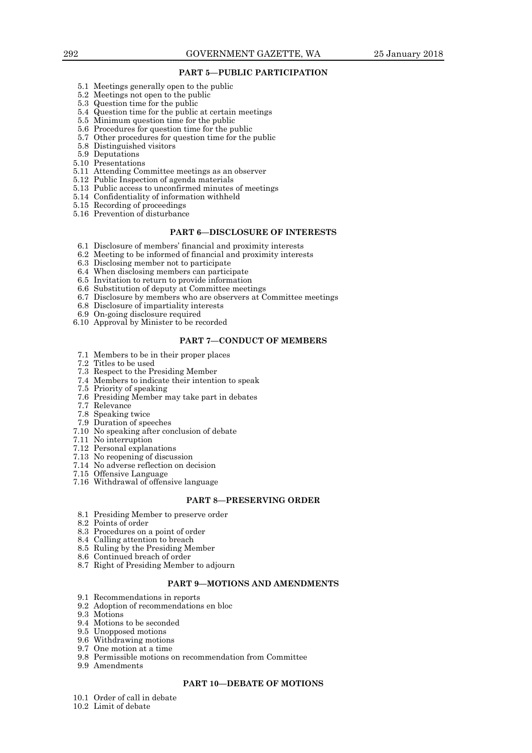## PART 5—PUBLIC PARTICIPATION

5.1 Meetings generally open to the public
5.2 Meetings not open to the public
5.3 Question time for the public
5.4 Question time for the public at certain meetings
5.5 Minimum question time for the public
5.6 Procedures for question time for the public
5.7 Other procedures for question time for the public
5.8 Distinguished visitors
5.9 Deputations
5.10 Presentations
5.11 Attending Committee meetings as an observer
5.12 Public Inspection of agenda materials
5.13 Public access to unconfirmed minutes of meetings
5.14 Confidentiality of information withheld
5.15 Recording of proceedings
5.16 Prevention of disturbance

## PART 6—DISCLOSURE OF INTERESTS

6.1 Disclosure of members' financial and proximity interests
6.2 Meeting to be informed of financial and proximity interests
6.3 Disclosing member not to participate
6.4 When disclosing members can participate
6.5 Invitation to return to provide information
6.6 Substitution of deputy at Committee meetings
6.7 Disclosure by members who are observers at Committee meetings
6.8 Disclosure of impartiality interests
6.9 On-going disclosure required
6.10 Approval by Minister to be recorded

## PART 7—CONDUCT OF MEMBERS

7.1 Members to be in their proper places
7.2 Titles to be used
7.3 Respect to the Presiding Member
7.4 Members to indicate their intention to speak
7.5 Priority of speaking
7.6 Presiding Member may take part in debates
7.7 Relevance
7.8 Speaking twice
7.9 Duration of speeches
7.10 No speaking after conclusion of debate
7.11 No interruption
7.12 Personal explanations
7.13 No reopening of discussion
7.14 No adverse reflection on decision
7.15 Offensive Language
7.16 Withdrawal of offensive language

## PART 8—PRESERVING ORDER

8.1 Presiding Member to preserve order
8.2 Points of order
8.3 Procedures on a point of order
8.4 Calling attention to breach
8.5 Ruling by the Presiding Member
8.6 Continued breach of order
8.7 Right of Presiding Member to adjourn

## PART 9—MOTIONS AND AMENDMENTS

9.1 Recommendations in reports
9.2 Adoption of recommendations en bloc
9.3 Motions
9.4 Motions to be seconded
9.5 Unopposed motions
9.6 Withdrawing motions
9.7 One motion at a time
9.8 Permissible motions on recommendation from Committee
9.9 Amendments

## PART 10—DEBATE OF MOTIONS

10.1 Order of call in debate
10.2 Limit of debate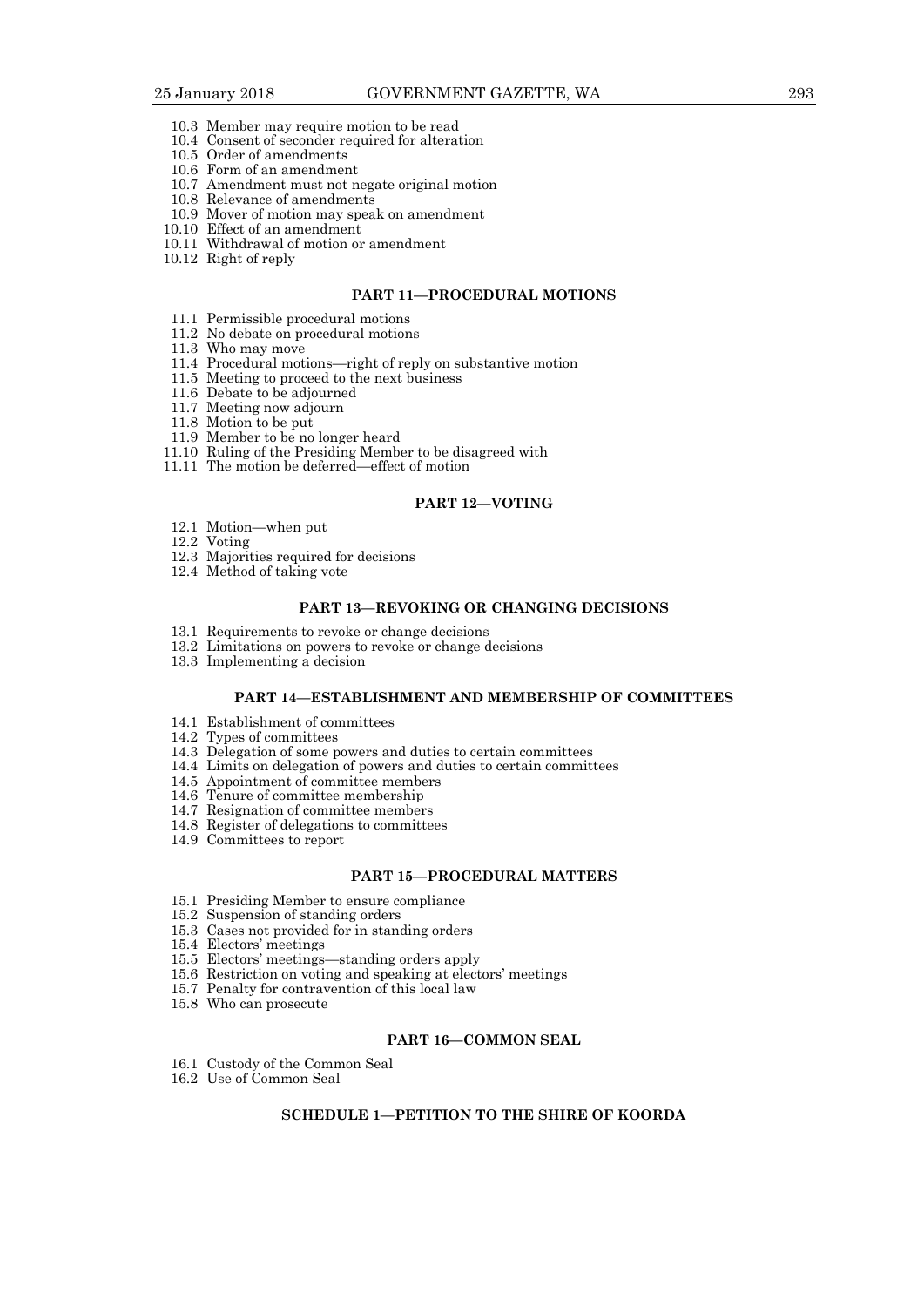10.3 Member may require motion to be read
10.4 Consent of seconder required for alteration
10.5 Order of amendments
10.6 Form of an amendment
10.7 Amendment must not negate original motion
10.8 Relevance of amendments
10.9 Mover of motion may speak on amendment
10.10 Effect of an amendment
10.11 Withdrawal of motion or amendment
10.12 Right of reply

**PART 11—PROCEDURAL MOTIONS**

11.1 Permissible procedural motions
11.2 No debate on procedural motions
11.3 Who may move
11.4 Procedural motions—right of reply on substantive motion
11.5 Meeting to proceed to the next business
11.6 Debate to be adjourned
11.7 Meeting now adjourn
11.8 Motion to be put
11.9 Member to be no longer heard
11.10 Ruling of the Presiding Member to be disagreed with
11.11 The motion be deferred—effect of motion

**PART 12—VOTING**

12.1 Motion—when put
12.2 Voting
12.3 Majorities required for decisions
12.4 Method of taking vote

**PART 13—REVOKING OR CHANGING DECISIONS**

13.1 Requirements to revoke or change decisions
13.2 Limitations on powers to revoke or change decisions
13.3 Implementing a decision

**PART 14—ESTABLISHMENT AND MEMBERSHIP OF COMMITTEES**

14.1 Establishment of committees
14.2 Types of committees
14.3 Delegation of some powers and duties to certain committees
14.4 Limits on delegation of powers and duties to certain committees
14.5 Appointment of committee members
14.6 Tenure of committee membership
14.7 Resignation of committee members
14.8 Register of delegations to committees
14.9 Committees to report

**PART 15—PROCEDURAL MATTERS**

15.1 Presiding Member to ensure compliance
15.2 Suspension of standing orders
15.3 Cases not provided for in standing orders
15.4 Electors' meetings
15.5 Electors' meetings—standing orders apply
15.6 Restriction on voting and speaking at electors' meetings
15.7 Penalty for contravention of this local law
15.8 Who can prosecute

**PART 16—COMMON SEAL**

16.1 Custody of the Common Seal
16.2 Use of Common Seal

**SCHEDULE 1—PETITION TO THE SHIRE OF KOORDA**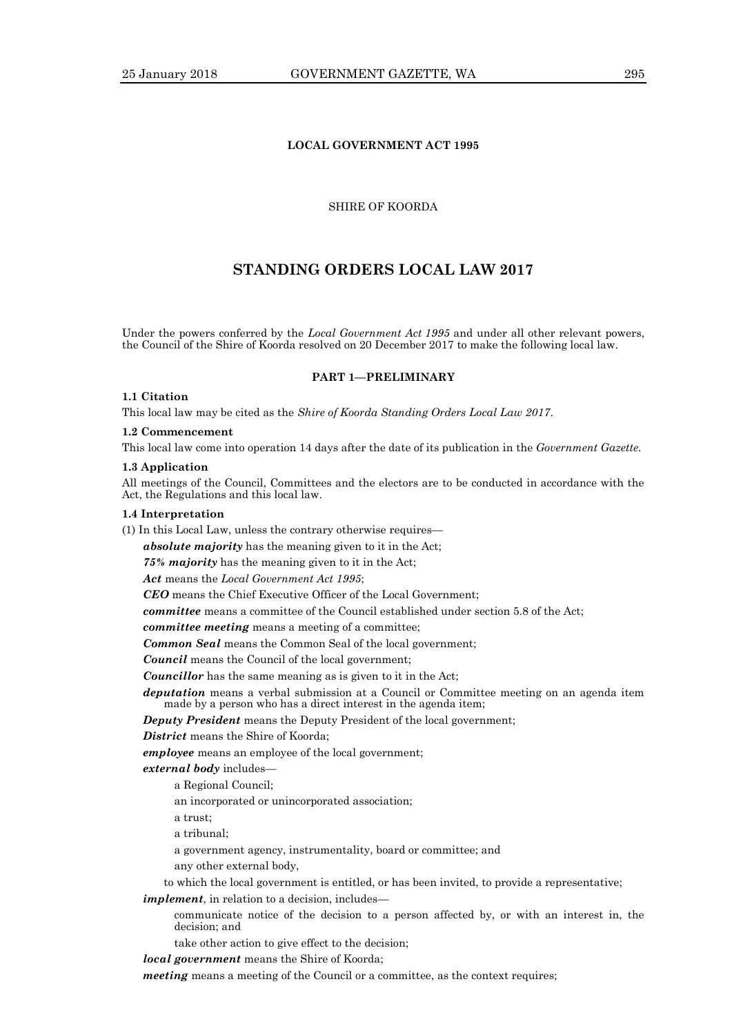**LOCAL GOVERNMENT ACT 1995**

SHIRE OF KOORDA

# STANDING ORDERS LOCAL LAW 2017

Under the powers conferred by the *Local Government Act 1995* and under all other relevant powers, the Council of the Shire of Koorda resolved on 20 December 2017 to make the following local law.

## PART 1—PRELIMINARY

### 1.1 Citation

This local law may be cited as the *Shire of Koorda Standing Orders Local Law 2017*.

### 1.2 Commencement

This local law come into operation 14 days after the date of its publication in the *Government Gazette*.

### 1.3 Application

All meetings of the Council, Committees and the electors are to be conducted in accordance with the Act, the Regulations and this local law.

### 1.4 Interpretation

(1) In this Local Law, unless the contrary otherwise requires—

***absolute majority*** has the meaning given to it in the Act;

***75% majority*** has the meaning given to it in the Act;

***Act*** means the *Local Government Act 1995*;

***CEO*** means the Chief Executive Officer of the Local Government;

***committee*** means a committee of the Council established under section 5.8 of the Act;

***committee meeting*** means a meeting of a committee;

***Common Seal*** means the Common Seal of the local government;

***Council*** means the Council of the local government;

***Councillor*** has the same meaning as is given to it in the Act;

***deputation*** means a verbal submission at a Council or Committee meeting on an agenda item made by a person who has a direct interest in the agenda item;

***Deputy President*** means the Deputy President of the local government;

***District*** means the Shire of Koorda;

***employee*** means an employee of the local government;

***external body*** includes—

a Regional Council;

an incorporated or unincorporated association;

a trust;

a tribunal;

a government agency, instrumentality, board or committee; and

any other external body,

to which the local government is entitled, or has been invited, to provide a representative;

***implement***, in relation to a decision, includes—

communicate notice of the decision to a person affected by, or with an interest in, the decision; and

take other action to give effect to the decision;

***local government*** means the Shire of Koorda;

***meeting*** means a meeting of the Council or a committee, as the context requires;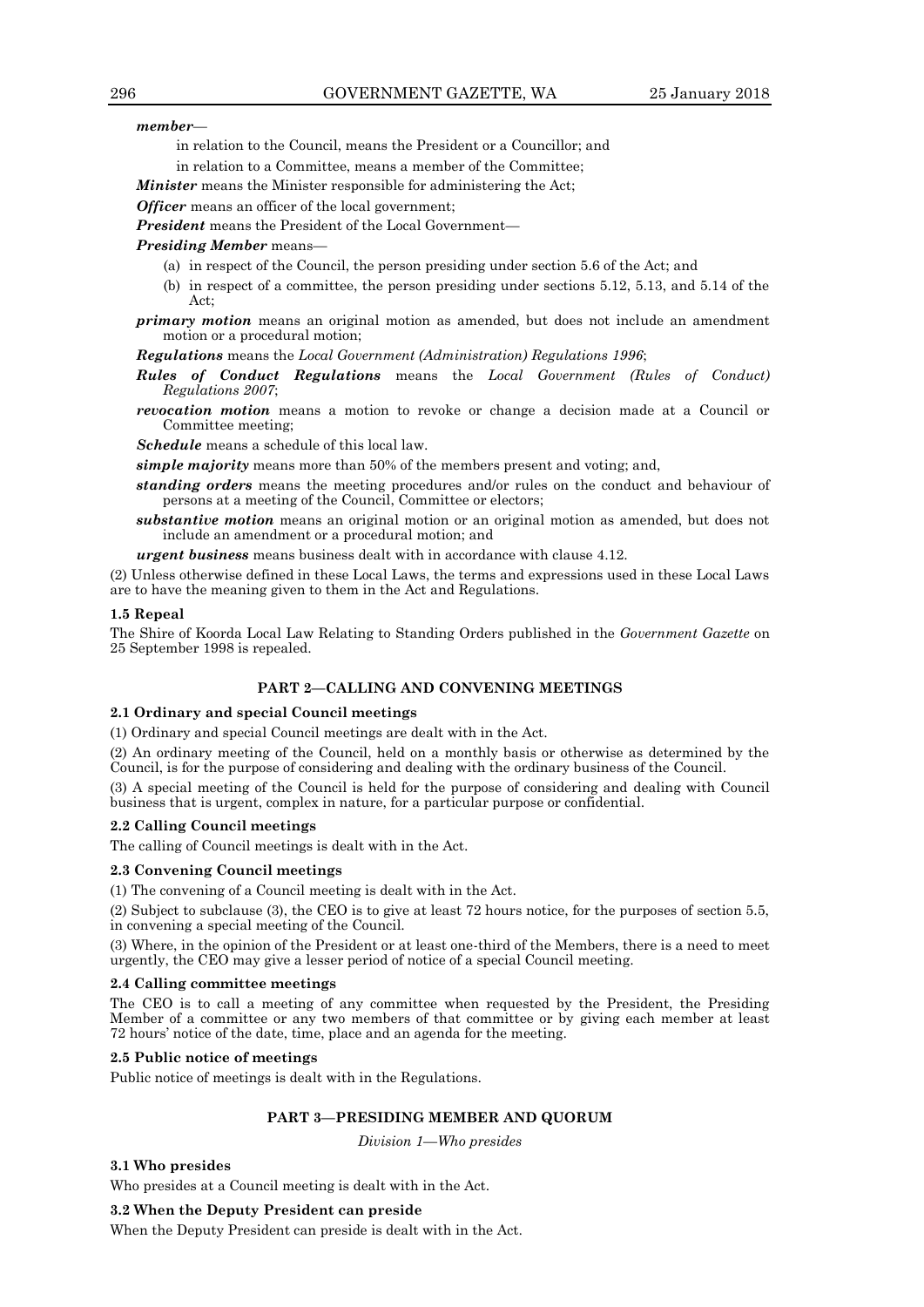***member***—

in relation to the Council, means the President or a Councillor; and

in relation to a Committee, means a member of the Committee;

***Minister*** means the Minister responsible for administering the Act;

***Officer*** means an officer of the local government;

***President*** means the President of the Local Government—

***Presiding Member*** means—

(a) in respect of the Council, the person presiding under section 5.6 of the Act; and

(b) in respect of a committee, the person presiding under sections 5.12, 5.13, and 5.14 of the Act;

***primary motion*** means an original motion as amended, but does not include an amendment motion or a procedural motion;

***Regulations*** means the *Local Government (Administration) Regulations 1996*;

***Rules of Conduct Regulations*** means the *Local Government (Rules of Conduct) Regulations 2007*;

***revocation motion*** means a motion to revoke or change a decision made at a Council or Committee meeting;

***Schedule*** means a schedule of this local law.

***simple majority*** means more than 50% of the members present and voting; and,

***standing orders*** means the meeting procedures and/or rules on the conduct and behaviour of persons at a meeting of the Council, Committee or electors;

***substantive motion*** means an original motion or an original motion as amended, but does not include an amendment or a procedural motion; and

***urgent business*** means business dealt with in accordance with clause 4.12.

(2) Unless otherwise defined in these Local Laws, the terms and expressions used in these Local Laws are to have the meaning given to them in the Act and Regulations.

**1.5 Repeal**

The Shire of Koorda Local Law Relating to Standing Orders published in the *Government Gazette* on 25 September 1998 is repealed.

## PART 2—CALLING AND CONVENING MEETINGS

**2.1 Ordinary and special Council meetings**

(1) Ordinary and special Council meetings are dealt with in the Act.

(2) An ordinary meeting of the Council, held on a monthly basis or otherwise as determined by the Council, is for the purpose of considering and dealing with the ordinary business of the Council.

(3) A special meeting of the Council is held for the purpose of considering and dealing with Council business that is urgent, complex in nature, for a particular purpose or confidential.

**2.2 Calling Council meetings**

The calling of Council meetings is dealt with in the Act.

**2.3 Convening Council meetings**

(1) The convening of a Council meeting is dealt with in the Act.

(2) Subject to subclause (3), the CEO is to give at least 72 hours notice, for the purposes of section 5.5, in convening a special meeting of the Council.

(3) Where, in the opinion of the President or at least one-third of the Members, there is a need to meet urgently, the CEO may give a lesser period of notice of a special Council meeting.

**2.4 Calling committee meetings**

The CEO is to call a meeting of any committee when requested by the President, the Presiding Member of a committee or any two members of that committee or by giving each member at least 72 hours' notice of the date, time, place and an agenda for the meeting.

**2.5 Public notice of meetings**

Public notice of meetings is dealt with in the Regulations.

## PART 3—PRESIDING MEMBER AND QUORUM

*Division 1—Who presides*

**3.1 Who presides**

Who presides at a Council meeting is dealt with in the Act.

**3.2 When the Deputy President can preside**

When the Deputy President can preside is dealt with in the Act.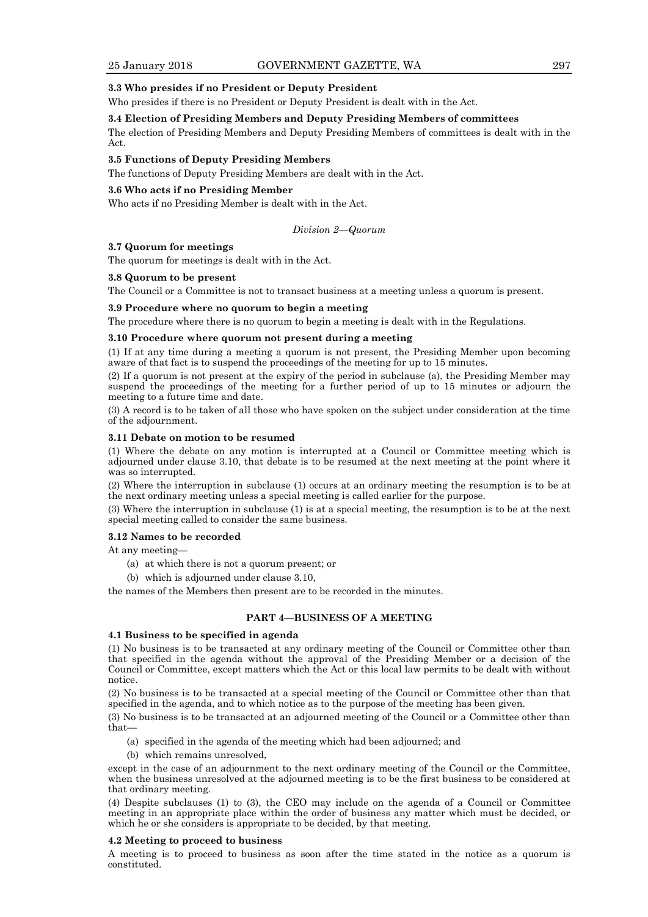**3.3 Who presides if no President or Deputy President**

Who presides if there is no President or Deputy President is dealt with in the Act.

**3.4 Election of Presiding Members and Deputy Presiding Members of committees**

The election of Presiding Members and Deputy Presiding Members of committees is dealt with in the Act.

**3.5 Functions of Deputy Presiding Members**

The functions of Deputy Presiding Members are dealt with in the Act.

**3.6 Who acts if no Presiding Member**

Who acts if no Presiding Member is dealt with in the Act.

*Division 2—Quorum*

**3.7 Quorum for meetings**

The quorum for meetings is dealt with in the Act.

**3.8 Quorum to be present**

The Council or a Committee is not to transact business at a meeting unless a quorum is present.

**3.9 Procedure where no quorum to begin a meeting**

The procedure where there is no quorum to begin a meeting is dealt with in the Regulations.

**3.10 Procedure where quorum not present during a meeting**

(1) If at any time during a meeting a quorum is not present, the Presiding Member upon becoming aware of that fact is to suspend the proceedings of the meeting for up to 15 minutes.

(2) If a quorum is not present at the expiry of the period in subclause (a), the Presiding Member may suspend the proceedings of the meeting for a further period of up to 15 minutes or adjourn the meeting to a future time and date.

(3) A record is to be taken of all those who have spoken on the subject under consideration at the time of the adjournment.

**3.11 Debate on motion to be resumed**

(1) Where the debate on any motion is interrupted at a Council or Committee meeting which is adjourned under clause 3.10, that debate is to be resumed at the next meeting at the point where it was so interrupted.

(2) Where the interruption in subclause (1) occurs at an ordinary meeting the resumption is to be at the next ordinary meeting unless a special meeting is called earlier for the purpose.

(3) Where the interruption in subclause (1) is at a special meeting, the resumption is to be at the next special meeting called to consider the same business.

**3.12 Names to be recorded**

At any meeting—

(a) at which there is not a quorum present; or

(b) which is adjourned under clause 3.10,

the names of the Members then present are to be recorded in the minutes.

## PART 4—BUSINESS OF A MEETING

**4.1 Business to be specified in agenda**

(1) No business is to be transacted at any ordinary meeting of the Council or Committee other than that specified in the agenda without the approval of the Presiding Member or a decision of the Council or Committee, except matters which the Act or this local law permits to be dealt with without notice.

(2) No business is to be transacted at a special meeting of the Council or Committee other than that specified in the agenda, and to which notice as to the purpose of the meeting has been given.

(3) No business is to be transacted at an adjourned meeting of the Council or a Committee other than that—

(a) specified in the agenda of the meeting which had been adjourned; and

(b) which remains unresolved,

except in the case of an adjournment to the next ordinary meeting of the Council or the Committee, when the business unresolved at the adjourned meeting is to be the first business to be considered at that ordinary meeting.

(4) Despite subclauses (1) to (3), the CEO may include on the agenda of a Council or Committee meeting in an appropriate place within the order of business any matter which must be decided, or which he or she considers is appropriate to be decided, by that meeting.

**4.2 Meeting to proceed to business**

A meeting is to proceed to business as soon after the time stated in the notice as a quorum is constituted.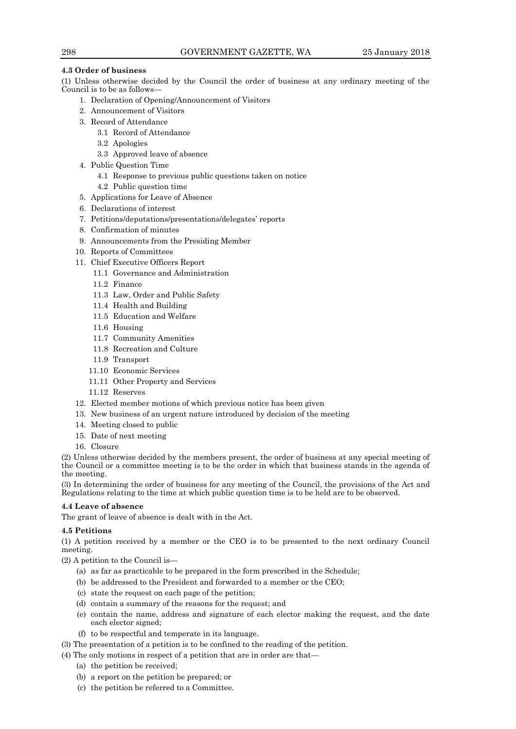**4.3 Order of business**

(1) Unless otherwise decided by the Council the order of business at any ordinary meeting of the Council is to be as follows—

1. Declaration of Opening/Announcement of Visitors
2. Announcement of Visitors
3. Record of Attendance
   - 3.1 Record of Attendance
   - 3.2 Apologies
   - 3.3 Approved leave of absence
4. Public Question Time
   - 4.1 Response to previous public questions taken on notice
   - 4.2 Public question time
5. Applications for Leave of Absence
6. Declarations of interest
7. Petitions/deputations/presentations/delegates' reports
8. Confirmation of minutes
9. Announcements from the Presiding Member
10. Reports of Committees
11. Chief Executive Officers Report
    - 11.1 Governance and Administration
    - 11.2 Finance
    - 11.3 Law, Order and Public Safety
    - 11.4 Health and Building
    - 11.5 Education and Welfare
    - 11.6 Housing
    - 11.7 Community Amenities
    - 11.8 Recreation and Culture
    - 11.9 Transport
    - 11.10 Economic Services
    - 11.11 Other Property and Services
    - 11.12 Reserves
12. Elected member motions of which previous notice has been given
13. New business of an urgent nature introduced by decision of the meeting
14. Meeting closed to public
15. Date of next meeting
16. Closure

(2) Unless otherwise decided by the members present, the order of business at any special meeting of the Council or a committee meeting is to be the order in which that business stands in the agenda of the meeting.

(3) In determining the order of business for any meeting of the Council, the provisions of the Act and Regulations relating to the time at which public question time is to be held are to be observed.

**4.4 Leave of absence**

The grant of leave of absence is dealt with in the Act.

**4.5 Petitions**

(1) A petition received by a member or the CEO is to be presented to the next ordinary Council meeting.

(2) A petition to the Council is—

- (a) as far as practicable to be prepared in the form prescribed in the Schedule;
- (b) be addressed to the President and forwarded to a member or the CEO;
- (c) state the request on each page of the petition;
- (d) contain a summary of the reasons for the request; and
- (e) contain the name, address and signature of each elector making the request, and the date each elector signed;
- (f) to be respectful and temperate in its language.

(3) The presentation of a petition is to be confined to the reading of the petition.

(4) The only motions in respect of a petition that are in order are that—

- (a) the petition be received;
- (b) a report on the petition be prepared; or
- (c) the petition be referred to a Committee.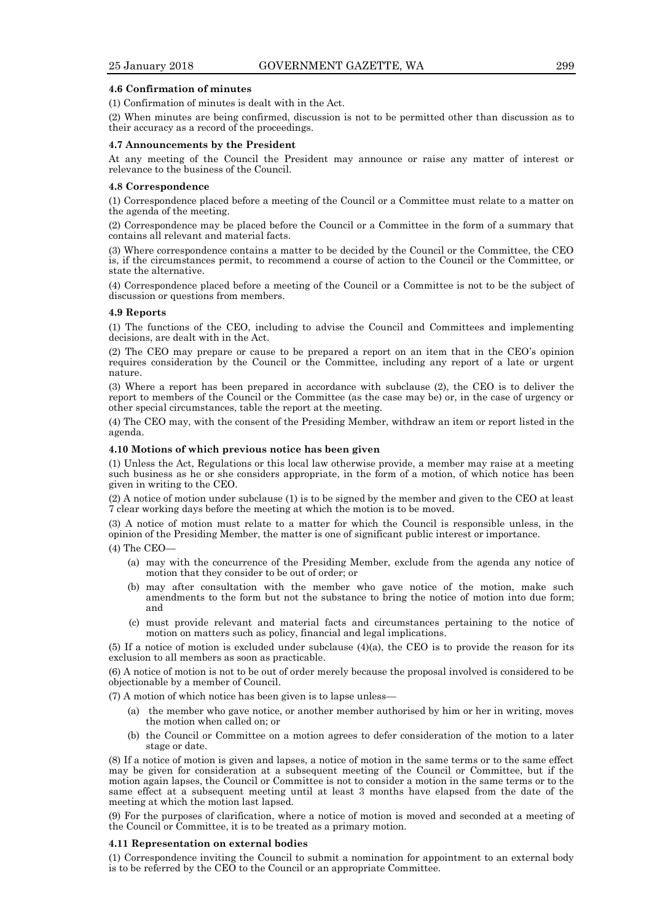#### 4.6 Confirmation of minutes

(1) Confirmation of minutes is dealt with in the Act.

(2) When minutes are being confirmed, discussion is not to be permitted other than discussion as to their accuracy as a record of the proceedings.

#### 4.7 Announcements by the President

At any meeting of the Council the President may announce or raise any matter of interest or relevance to the business of the Council.

#### 4.8 Correspondence

(1) Correspondence placed before a meeting of the Council or a Committee must relate to a matter on the agenda of the meeting.

(2) Correspondence may be placed before the Council or a Committee in the form of a summary that contains all relevant and material facts.

(3) Where correspondence contains a matter to be decided by the Council or the Committee, the CEO is, if the circumstances permit, to recommend a course of action to the Council or the Committee, or state the alternative.

(4) Correspondence placed before a meeting of the Council or a Committee is not to be the subject of discussion or questions from members.

#### 4.9 Reports

(1) The functions of the CEO, including to advise the Council and Committees and implementing decisions, are dealt with in the Act.

(2) The CEO may prepare or cause to be prepared a report on an item that in the CEO's opinion requires consideration by the Council or the Committee, including any report of a late or urgent nature.

(3) Where a report has been prepared in accordance with subclause (2), the CEO is to deliver the report to members of the Council or the Committee (as the case may be) or, in the case of urgency or other special circumstances, table the report at the meeting.

(4) The CEO may, with the consent of the Presiding Member, withdraw an item or report listed in the agenda.

#### 4.10 Motions of which previous notice has been given

(1) Unless the Act, Regulations or this local law otherwise provide, a member may raise at a meeting such business as he or she considers appropriate, in the form of a motion, of which notice has been given in writing to the CEO.

(2) A notice of motion under subclause (1) is to be signed by the member and given to the CEO at least 7 clear working days before the meeting at which the motion is to be moved.

(3) A notice of motion must relate to a matter for which the Council is responsible unless, in the opinion of the Presiding Member, the matter is one of significant public interest or importance.

(4) The CEO—

- (a) may with the concurrence of the Presiding Member, exclude from the agenda any notice of motion that they consider to be out of order; or
- (b) may after consultation with the member who gave notice of the motion, make such amendments to the form but not the substance to bring the notice of motion into due form; and
- (c) must provide relevant and material facts and circumstances pertaining to the notice of motion on matters such as policy, financial and legal implications.

(5) If a notice of motion is excluded under subclause (4)(a), the CEO is to provide the reason for its exclusion to all members as soon as practicable.

(6) A notice of motion is not to be out of order merely because the proposal involved is considered to be objectionable by a member of Council.

(7) A motion of which notice has been given is to lapse unless—

- (a) the member who gave notice, or another member authorised by him or her in writing, moves the motion when called on; or
- (b) the Council or Committee on a motion agrees to defer consideration of the motion to a later stage or date.

(8) If a notice of motion is given and lapses, a notice of motion in the same terms or to the same effect may be given for consideration at a subsequent meeting of the Council or Committee, but if the motion again lapses, the Council or Committee is not to consider a motion in the same terms or to the same effect at a subsequent meeting until at least 3 months have elapsed from the date of the meeting at which the motion last lapsed.

(9) For the purposes of clarification, where a notice of motion is moved and seconded at a meeting of the Council or Committee, it is to be treated as a primary motion.

#### 4.11 Representation on external bodies

(1) Correspondence inviting the Council to submit a nomination for appointment to an external body is to be referred by the CEO to the Council or an appropriate Committee.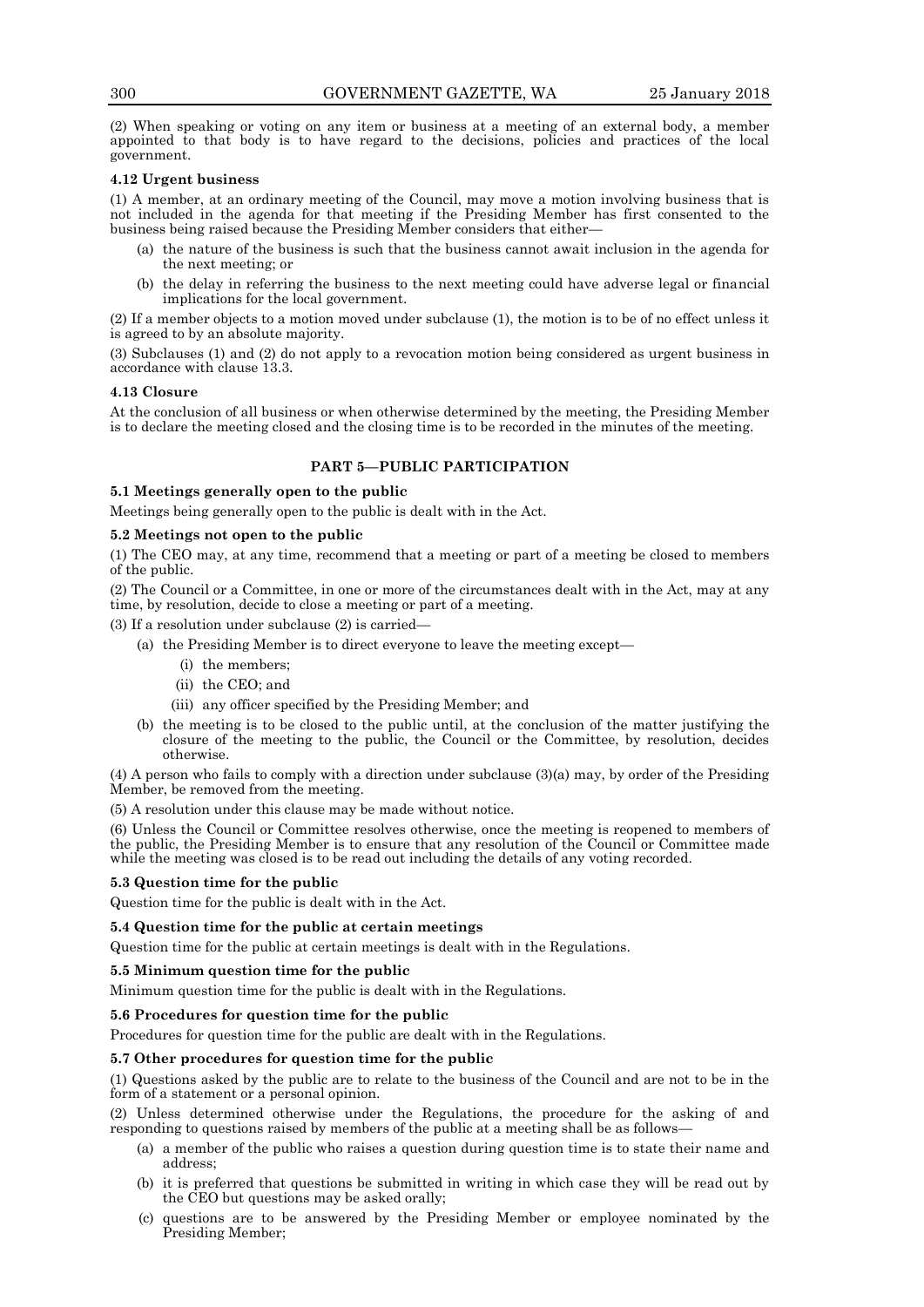(2) When speaking or voting on any item or business at a meeting of an external body, a member appointed to that body is to have regard to the decisions, policies and practices of the local government.

**4.12 Urgent business**

(1) A member, at an ordinary meeting of the Council, may move a motion involving business that is not included in the agenda for that meeting if the Presiding Member has first consented to the business being raised because the Presiding Member considers that either—

- (a) the nature of the business is such that the business cannot await inclusion in the agenda for the next meeting; or
- (b) the delay in referring the business to the next meeting could have adverse legal or financial implications for the local government.

(2) If a member objects to a motion moved under subclause (1), the motion is to be of no effect unless it is agreed to by an absolute majority.

(3) Subclauses (1) and (2) do not apply to a revocation motion being considered as urgent business in accordance with clause 13.3.

**4.13 Closure**

At the conclusion of all business or when otherwise determined by the meeting, the Presiding Member is to declare the meeting closed and the closing time is to be recorded in the minutes of the meeting.

## PART 5—PUBLIC PARTICIPATION

**5.1 Meetings generally open to the public**

Meetings being generally open to the public is dealt with in the Act.

**5.2 Meetings not open to the public**

(1) The CEO may, at any time, recommend that a meeting or part of a meeting be closed to members of the public.

(2) The Council or a Committee, in one or more of the circumstances dealt with in the Act, may at any time, by resolution, decide to close a meeting or part of a meeting.

(3) If a resolution under subclause (2) is carried—

- (a) the Presiding Member is to direct everyone to leave the meeting except—
  - (i) the members;
  - (ii) the CEO; and
  - (iii) any officer specified by the Presiding Member; and
- (b) the meeting is to be closed to the public until, at the conclusion of the matter justifying the closure of the meeting to the public, the Council or the Committee, by resolution, decides otherwise.

(4) A person who fails to comply with a direction under subclause (3)(a) may, by order of the Presiding Member, be removed from the meeting.

(5) A resolution under this clause may be made without notice.

(6) Unless the Council or Committee resolves otherwise, once the meeting is reopened to members of the public, the Presiding Member is to ensure that any resolution of the Council or Committee made while the meeting was closed is to be read out including the details of any voting recorded.

**5.3 Question time for the public**

Question time for the public is dealt with in the Act.

**5.4 Question time for the public at certain meetings**

Question time for the public at certain meetings is dealt with in the Regulations.

**5.5 Minimum question time for the public**

Minimum question time for the public is dealt with in the Regulations.

**5.6 Procedures for question time for the public**

Procedures for question time for the public are dealt with in the Regulations.

**5.7 Other procedures for question time for the public**

(1) Questions asked by the public are to relate to the business of the Council and are not to be in the form of a statement or a personal opinion.

(2) Unless determined otherwise under the Regulations, the procedure for the asking of and responding to questions raised by members of the public at a meeting shall be as follows—

- (a) a member of the public who raises a question during question time is to state their name and address;
- (b) it is preferred that questions be submitted in writing in which case they will be read out by the CEO but questions may be asked orally;
- (c) questions are to be answered by the Presiding Member or employee nominated by the Presiding Member;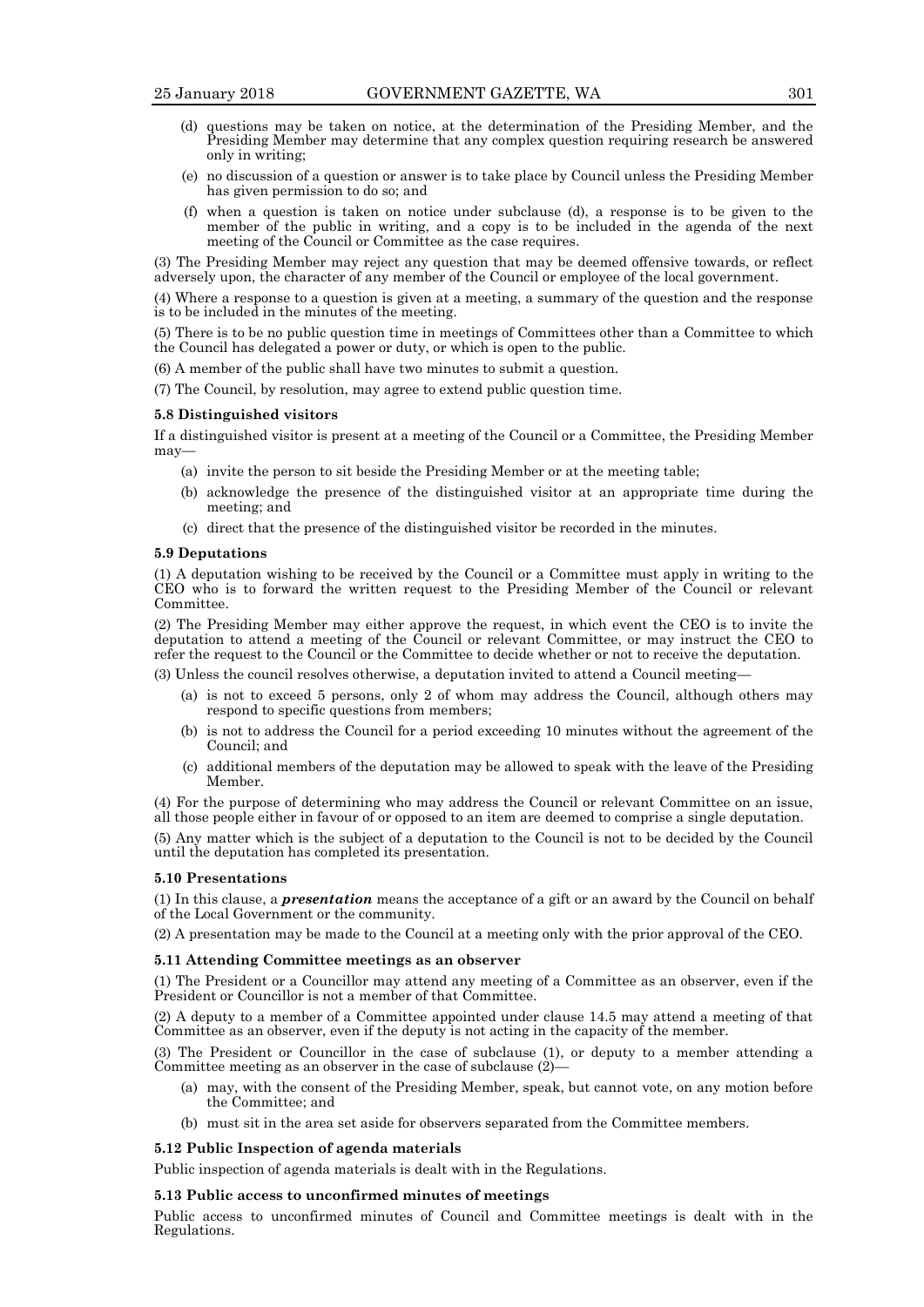- (d) questions may be taken on notice, at the determination of the Presiding Member, and the Presiding Member may determine that any complex question requiring research be answered only in writing;
- (e) no discussion of a question or answer is to take place by Council unless the Presiding Member has given permission to do so; and
- (f) when a question is taken on notice under subclause (d), a response is to be given to the member of the public in writing, and a copy is to be included in the agenda of the next meeting of the Council or Committee as the case requires.

(3) The Presiding Member may reject any question that may be deemed offensive towards, or reflect adversely upon, the character of any member of the Council or employee of the local government.

(4) Where a response to a question is given at a meeting, a summary of the question and the response is to be included in the minutes of the meeting.

(5) There is to be no public question time in meetings of Committees other than a Committee to which the Council has delegated a power or duty, or which is open to the public.

(6) A member of the public shall have two minutes to submit a question.

(7) The Council, by resolution, may agree to extend public question time.

#### 5.8 Distinguished visitors

If a distinguished visitor is present at a meeting of the Council or a Committee, the Presiding Member may—

- (a) invite the person to sit beside the Presiding Member or at the meeting table;
- (b) acknowledge the presence of the distinguished visitor at an appropriate time during the meeting; and
- (c) direct that the presence of the distinguished visitor be recorded in the minutes.

#### 5.9 Deputations

(1) A deputation wishing to be received by the Council or a Committee must apply in writing to the CEO who is to forward the written request to the Presiding Member of the Council or relevant Committee.

(2) The Presiding Member may either approve the request, in which event the CEO is to invite the deputation to attend a meeting of the Council or relevant Committee, or may instruct the CEO to refer the request to the Council or the Committee to decide whether or not to receive the deputation.

(3) Unless the council resolves otherwise, a deputation invited to attend a Council meeting—

- (a) is not to exceed 5 persons, only 2 of whom may address the Council, although others may respond to specific questions from members;
- (b) is not to address the Council for a period exceeding 10 minutes without the agreement of the Council; and
- (c) additional members of the deputation may be allowed to speak with the leave of the Presiding Member.

(4) For the purpose of determining who may address the Council or relevant Committee on an issue, all those people either in favour of or opposed to an item are deemed to comprise a single deputation.

(5) Any matter which is the subject of a deputation to the Council is not to be decided by the Council until the deputation has completed its presentation.

#### 5.10 Presentations

(1) In this clause, a ***presentation*** means the acceptance of a gift or an award by the Council on behalf of the Local Government or the community.

(2) A presentation may be made to the Council at a meeting only with the prior approval of the CEO.

#### 5.11 Attending Committee meetings as an observer

(1) The President or a Councillor may attend any meeting of a Committee as an observer, even if the President or Councillor is not a member of that Committee.

(2) A deputy to a member of a Committee appointed under clause 14.5 may attend a meeting of that Committee as an observer, even if the deputy is not acting in the capacity of the member.

(3) The President or Councillor in the case of subclause (1), or deputy to a member attending a Committee meeting as an observer in the case of subclause (2)—

- (a) may, with the consent of the Presiding Member, speak, but cannot vote, on any motion before the Committee; and
- (b) must sit in the area set aside for observers separated from the Committee members.

#### 5.12 Public Inspection of agenda materials

Public inspection of agenda materials is dealt with in the Regulations.

#### 5.13 Public access to unconfirmed minutes of meetings

Public access to unconfirmed minutes of Council and Committee meetings is dealt with in the Regulations.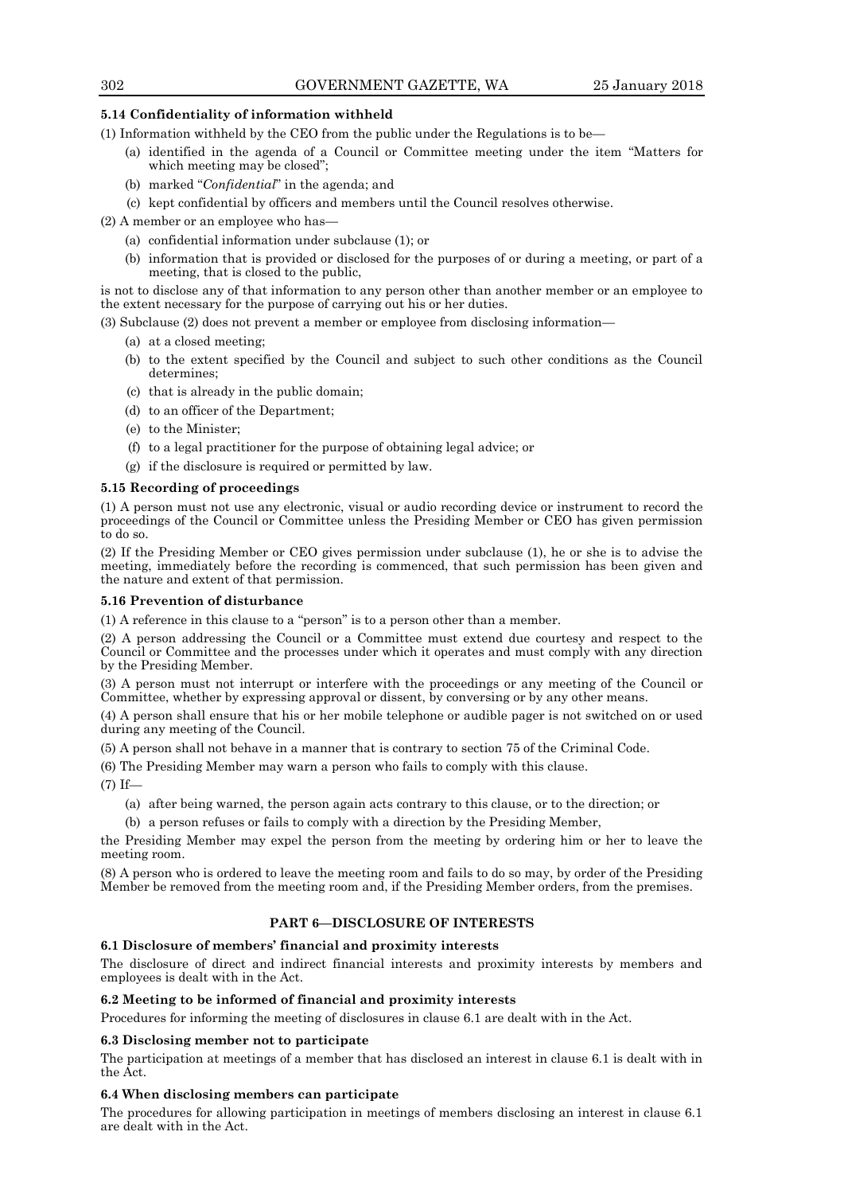**5.14 Confidentiality of information withheld**

(1) Information withheld by the CEO from the public under the Regulations is to be—

- (a) identified in the agenda of a Council or Committee meeting under the item "Matters for which meeting may be closed";
- (b) marked "*Confidential*" in the agenda; and
- (c) kept confidential by officers and members until the Council resolves otherwise.

(2) A member or an employee who has—

- (a) confidential information under subclause (1); or
- (b) information that is provided or disclosed for the purposes of or during a meeting, or part of a meeting, that is closed to the public,

is not to disclose any of that information to any person other than another member or an employee to the extent necessary for the purpose of carrying out his or her duties.

(3) Subclause (2) does not prevent a member or employee from disclosing information—

- (a) at a closed meeting;
- (b) to the extent specified by the Council and subject to such other conditions as the Council determines;
- (c) that is already in the public domain;
- (d) to an officer of the Department;
- (e) to the Minister;
- (f) to a legal practitioner for the purpose of obtaining legal advice; or
- (g) if the disclosure is required or permitted by law.

**5.15 Recording of proceedings**

(1) A person must not use any electronic, visual or audio recording device or instrument to record the proceedings of the Council or Committee unless the Presiding Member or CEO has given permission to do so.

(2) If the Presiding Member or CEO gives permission under subclause (1), he or she is to advise the meeting, immediately before the recording is commenced, that such permission has been given and the nature and extent of that permission.

**5.16 Prevention of disturbance**

(1) A reference in this clause to a "person" is to a person other than a member.

(2) A person addressing the Council or a Committee must extend due courtesy and respect to the Council or Committee and the processes under which it operates and must comply with any direction by the Presiding Member.

(3) A person must not interrupt or interfere with the proceedings or any meeting of the Council or Committee, whether by expressing approval or dissent, by conversing or by any other means.

(4) A person shall ensure that his or her mobile telephone or audible pager is not switched on or used during any meeting of the Council.

(5) A person shall not behave in a manner that is contrary to section 75 of the Criminal Code.

(6) The Presiding Member may warn a person who fails to comply with this clause.

(7) If—

- (a) after being warned, the person again acts contrary to this clause, or to the direction; or
- (b) a person refuses or fails to comply with a direction by the Presiding Member,

the Presiding Member may expel the person from the meeting by ordering him or her to leave the meeting room.

(8) A person who is ordered to leave the meeting room and fails to do so may, by order of the Presiding Member be removed from the meeting room and, if the Presiding Member orders, from the premises.

## PART 6—DISCLOSURE OF INTERESTS

**6.1 Disclosure of members' financial and proximity interests**

The disclosure of direct and indirect financial interests and proximity interests by members and employees is dealt with in the Act.

**6.2 Meeting to be informed of financial and proximity interests**

Procedures for informing the meeting of disclosures in clause 6.1 are dealt with in the Act.

**6.3 Disclosing member not to participate**

The participation at meetings of a member that has disclosed an interest in clause 6.1 is dealt with in the Act.

**6.4 When disclosing members can participate**

The procedures for allowing participation in meetings of members disclosing an interest in clause 6.1 are dealt with in the Act.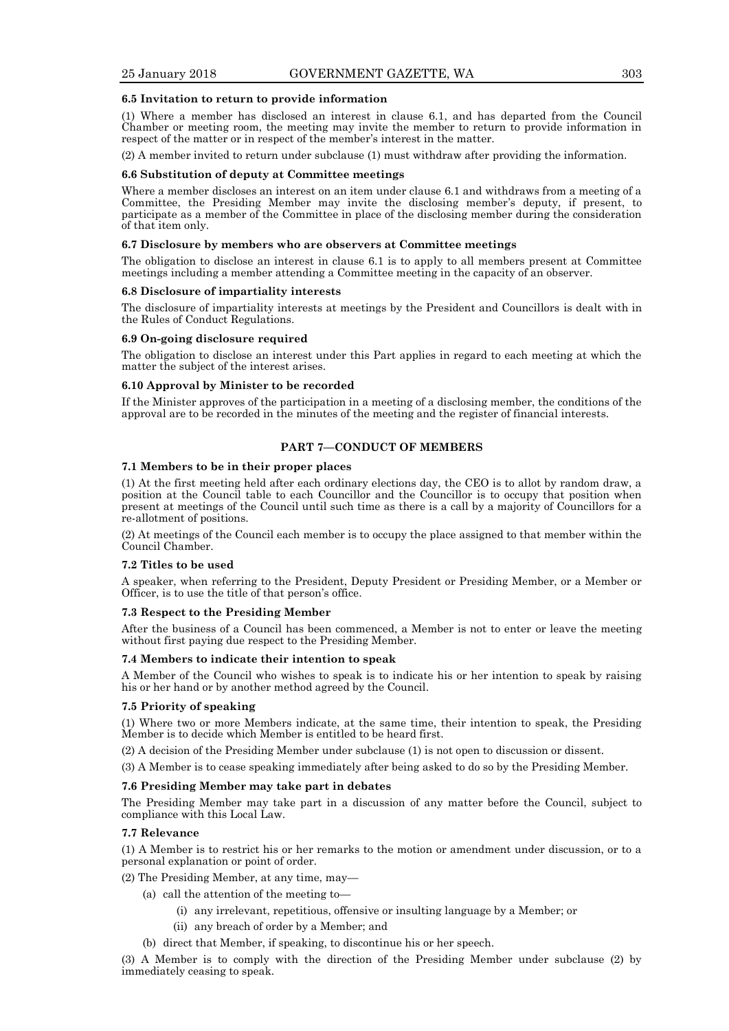### 6.5 Invitation to return to provide information

(1) Where a member has disclosed an interest in clause 6.1, and has departed from the Council Chamber or meeting room, the meeting may invite the member to return to provide information in respect of the matter or in respect of the member's interest in the matter.

(2) A member invited to return under subclause (1) must withdraw after providing the information.

### 6.6 Substitution of deputy at Committee meetings

Where a member discloses an interest on an item under clause 6.1 and withdraws from a meeting of a Committee, the Presiding Member may invite the disclosing member's deputy, if present, to participate as a member of the Committee in place of the disclosing member during the consideration of that item only.

### 6.7 Disclosure by members who are observers at Committee meetings

The obligation to disclose an interest in clause 6.1 is to apply to all members present at Committee meetings including a member attending a Committee meeting in the capacity of an observer.

### 6.8 Disclosure of impartiality interests

The disclosure of impartiality interests at meetings by the President and Councillors is dealt with in the Rules of Conduct Regulations.

### 6.9 On-going disclosure required

The obligation to disclose an interest under this Part applies in regard to each meeting at which the matter the subject of the interest arises.

### 6.10 Approval by Minister to be recorded

If the Minister approves of the participation in a meeting of a disclosing member, the conditions of the approval are to be recorded in the minutes of the meeting and the register of financial interests.

## PART 7—CONDUCT OF MEMBERS

### 7.1 Members to be in their proper places

(1) At the first meeting held after each ordinary elections day, the CEO is to allot by random draw, a position at the Council table to each Councillor and the Councillor is to occupy that position when present at meetings of the Council until such time as there is a call by a majority of Councillors for a re-allotment of positions.

(2) At meetings of the Council each member is to occupy the place assigned to that member within the Council Chamber.

### 7.2 Titles to be used

A speaker, when referring to the President, Deputy President or Presiding Member, or a Member or Officer, is to use the title of that person's office.

### 7.3 Respect to the Presiding Member

After the business of a Council has been commenced, a Member is not to enter or leave the meeting without first paying due respect to the Presiding Member.

### 7.4 Members to indicate their intention to speak

A Member of the Council who wishes to speak is to indicate his or her intention to speak by raising his or her hand or by another method agreed by the Council.

### 7.5 Priority of speaking

(1) Where two or more Members indicate, at the same time, their intention to speak, the Presiding Member is to decide which Member is entitled to be heard first.

(2) A decision of the Presiding Member under subclause (1) is not open to discussion or dissent.

(3) A Member is to cease speaking immediately after being asked to do so by the Presiding Member.

### 7.6 Presiding Member may take part in debates

The Presiding Member may take part in a discussion of any matter before the Council, subject to compliance with this Local Law.

### 7.7 Relevance

(1) A Member is to restrict his or her remarks to the motion or amendment under discussion, or to a personal explanation or point of order.

(2) The Presiding Member, at any time, may—

- (a) call the attention of the meeting to—
  - (i) any irrelevant, repetitious, offensive or insulting language by a Member; or
  - (ii) any breach of order by a Member; and
- (b) direct that Member, if speaking, to discontinue his or her speech.

(3) A Member is to comply with the direction of the Presiding Member under subclause (2) by immediately ceasing to speak.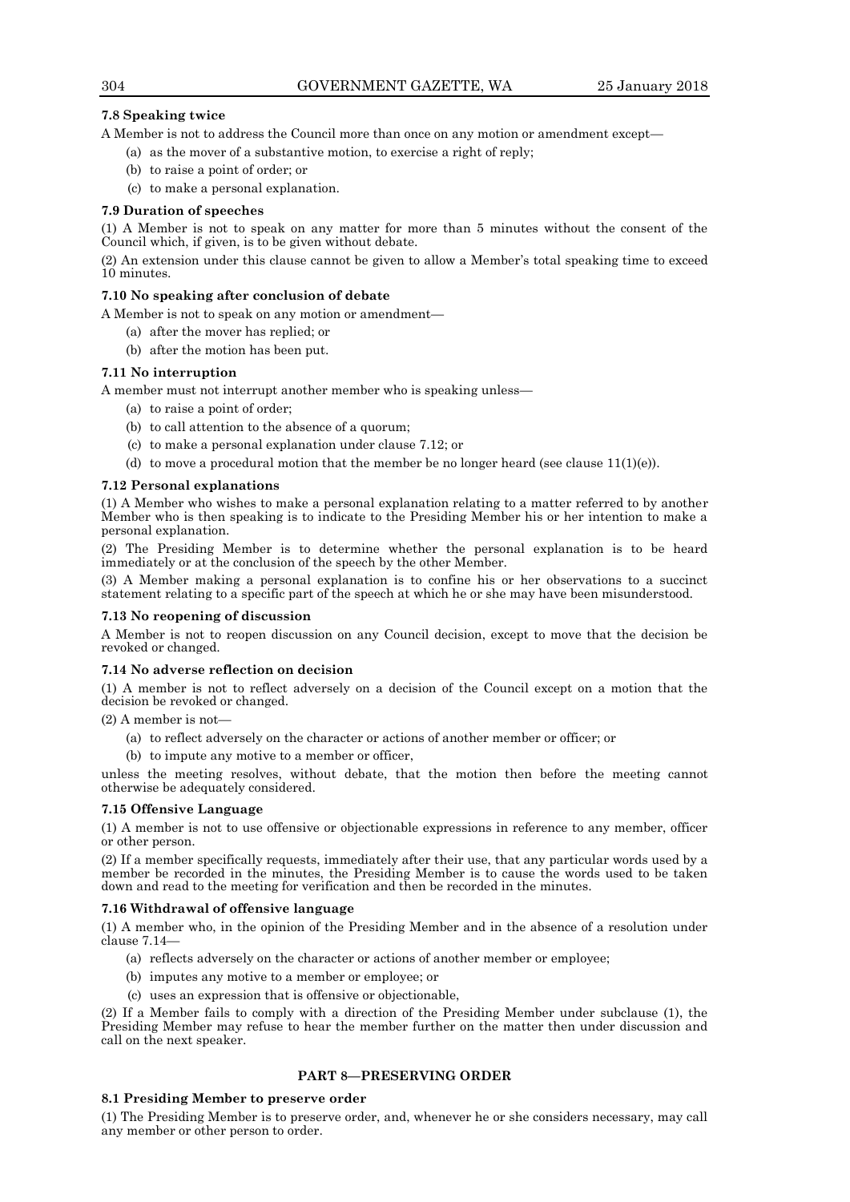**7.8 Speaking twice**

A Member is not to address the Council more than once on any motion or amendment except—

(a) as the mover of a substantive motion, to exercise a right of reply;

(b) to raise a point of order; or

(c) to make a personal explanation.

**7.9 Duration of speeches**

(1) A Member is not to speak on any matter for more than 5 minutes without the consent of the Council which, if given, is to be given without debate.

(2) An extension under this clause cannot be given to allow a Member's total speaking time to exceed 10 minutes.

**7.10 No speaking after conclusion of debate**

A Member is not to speak on any motion or amendment—

(a) after the mover has replied; or

(b) after the motion has been put.

**7.11 No interruption**

A member must not interrupt another member who is speaking unless—

(a) to raise a point of order;

(b) to call attention to the absence of a quorum;

(c) to make a personal explanation under clause 7.12; or

(d) to move a procedural motion that the member be no longer heard (see clause 11(1)(e)).

**7.12 Personal explanations**

(1) A Member who wishes to make a personal explanation relating to a matter referred to by another Member who is then speaking is to indicate to the Presiding Member his or her intention to make a personal explanation.

(2) The Presiding Member is to determine whether the personal explanation is to be heard immediately or at the conclusion of the speech by the other Member.

(3) A Member making a personal explanation is to confine his or her observations to a succinct statement relating to a specific part of the speech at which he or she may have been misunderstood.

**7.13 No reopening of discussion**

A Member is not to reopen discussion on any Council decision, except to move that the decision be revoked or changed.

**7.14 No adverse reflection on decision**

(1) A member is not to reflect adversely on a decision of the Council except on a motion that the decision be revoked or changed.

(2) A member is not—

(a) to reflect adversely on the character or actions of another member or officer; or

(b) to impute any motive to a member or officer,

unless the meeting resolves, without debate, that the motion then before the meeting cannot otherwise be adequately considered.

**7.15 Offensive Language**

(1) A member is not to use offensive or objectionable expressions in reference to any member, officer or other person.

(2) If a member specifically requests, immediately after their use, that any particular words used by a member be recorded in the minutes, the Presiding Member is to cause the words used to be taken down and read to the meeting for verification and then be recorded in the minutes.

**7.16 Withdrawal of offensive language**

(1) A member who, in the opinion of the Presiding Member and in the absence of a resolution under clause 7.14—

(a) reflects adversely on the character or actions of another member or employee;

(b) imputes any motive to a member or employee; or

(c) uses an expression that is offensive or objectionable,

(2) If a Member fails to comply with a direction of the Presiding Member under subclause (1), the Presiding Member may refuse to hear the member further on the matter then under discussion and call on the next speaker.

## PART 8—PRESERVING ORDER

**8.1 Presiding Member to preserve order**

(1) The Presiding Member is to preserve order, and, whenever he or she considers necessary, may call any member or other person to order.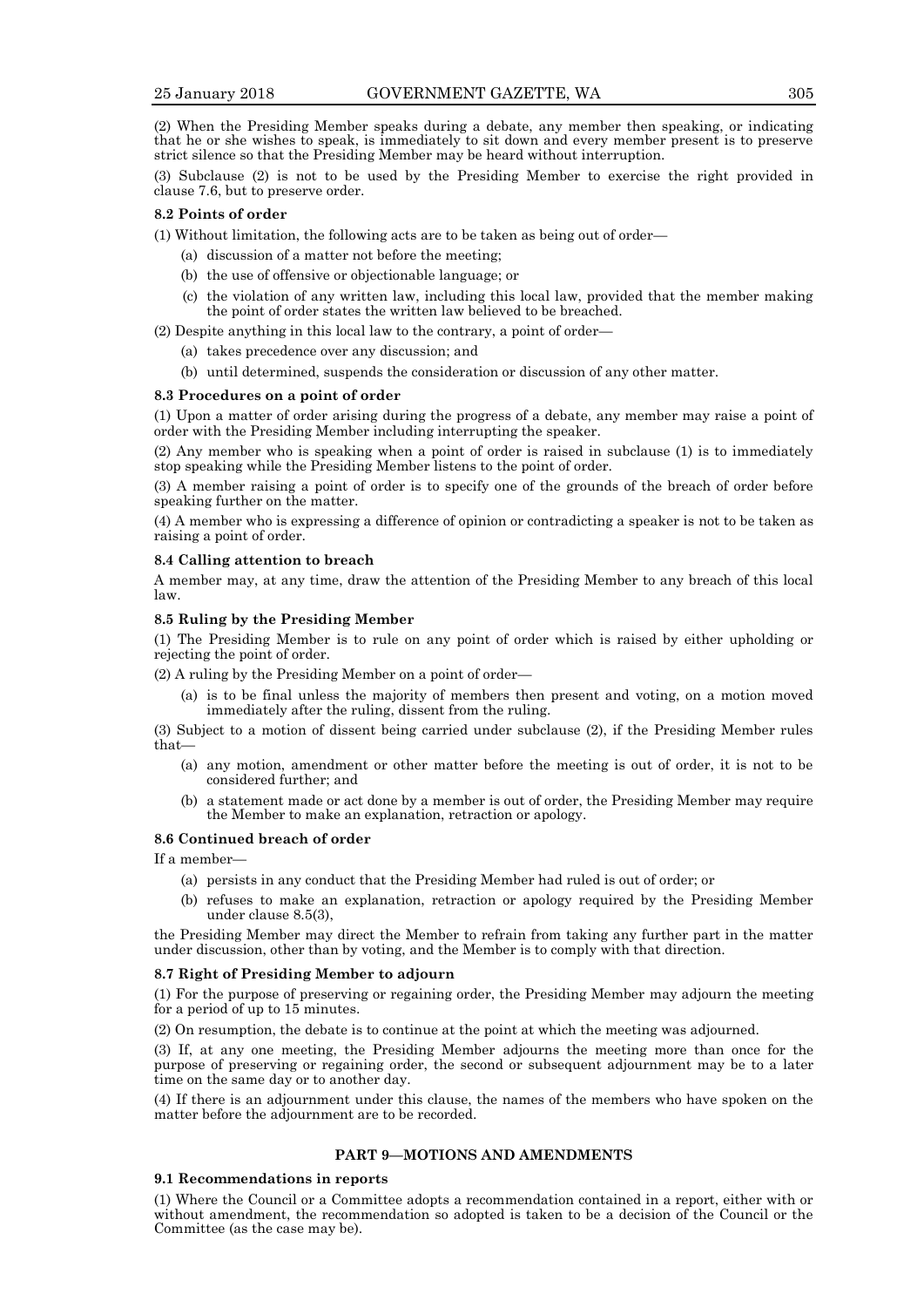(2) When the Presiding Member speaks during a debate, any member then speaking, or indicating that he or she wishes to speak, is immediately to sit down and every member present is to preserve strict silence so that the Presiding Member may be heard without interruption.

(3) Subclause (2) is not to be used by the Presiding Member to exercise the right provided in clause 7.6, but to preserve order.

**8.2 Points of order**

(1) Without limitation, the following acts are to be taken as being out of order—

- (a) discussion of a matter not before the meeting;
- (b) the use of offensive or objectionable language; or
- (c) the violation of any written law, including this local law, provided that the member making the point of order states the written law believed to be breached.

(2) Despite anything in this local law to the contrary, a point of order—

- (a) takes precedence over any discussion; and
- (b) until determined, suspends the consideration or discussion of any other matter.

**8.3 Procedures on a point of order**

(1) Upon a matter of order arising during the progress of a debate, any member may raise a point of order with the Presiding Member including interrupting the speaker.

(2) Any member who is speaking when a point of order is raised in subclause (1) is to immediately stop speaking while the Presiding Member listens to the point of order.

(3) A member raising a point of order is to specify one of the grounds of the breach of order before speaking further on the matter.

(4) A member who is expressing a difference of opinion or contradicting a speaker is not to be taken as raising a point of order.

**8.4 Calling attention to breach**

A member may, at any time, draw the attention of the Presiding Member to any breach of this local law.

**8.5 Ruling by the Presiding Member**

(1) The Presiding Member is to rule on any point of order which is raised by either upholding or rejecting the point of order.

(2) A ruling by the Presiding Member on a point of order—

- (a) is to be final unless the majority of members then present and voting, on a motion moved immediately after the ruling, dissent from the ruling.

(3) Subject to a motion of dissent being carried under subclause (2), if the Presiding Member rules that—

- (a) any motion, amendment or other matter before the meeting is out of order, it is not to be considered further; and
- (b) a statement made or act done by a member is out of order, the Presiding Member may require the Member to make an explanation, retraction or apology.

**8.6 Continued breach of order**

If a member—

- (a) persists in any conduct that the Presiding Member had ruled is out of order; or
- (b) refuses to make an explanation, retraction or apology required by the Presiding Member under clause 8.5(3),

the Presiding Member may direct the Member to refrain from taking any further part in the matter under discussion, other than by voting, and the Member is to comply with that direction.

**8.7 Right of Presiding Member to adjourn**

(1) For the purpose of preserving or regaining order, the Presiding Member may adjourn the meeting for a period of up to 15 minutes.

(2) On resumption, the debate is to continue at the point at which the meeting was adjourned.

(3) If, at any one meeting, the Presiding Member adjourns the meeting more than once for the purpose of preserving or regaining order, the second or subsequent adjournment may be to a later time on the same day or to another day.

(4) If there is an adjournment under this clause, the names of the members who have spoken on the matter before the adjournment are to be recorded.

## PART 9—MOTIONS AND AMENDMENTS

**9.1 Recommendations in reports**

(1) Where the Council or a Committee adopts a recommendation contained in a report, either with or without amendment, the recommendation so adopted is taken to be a decision of the Council or the Committee (as the case may be).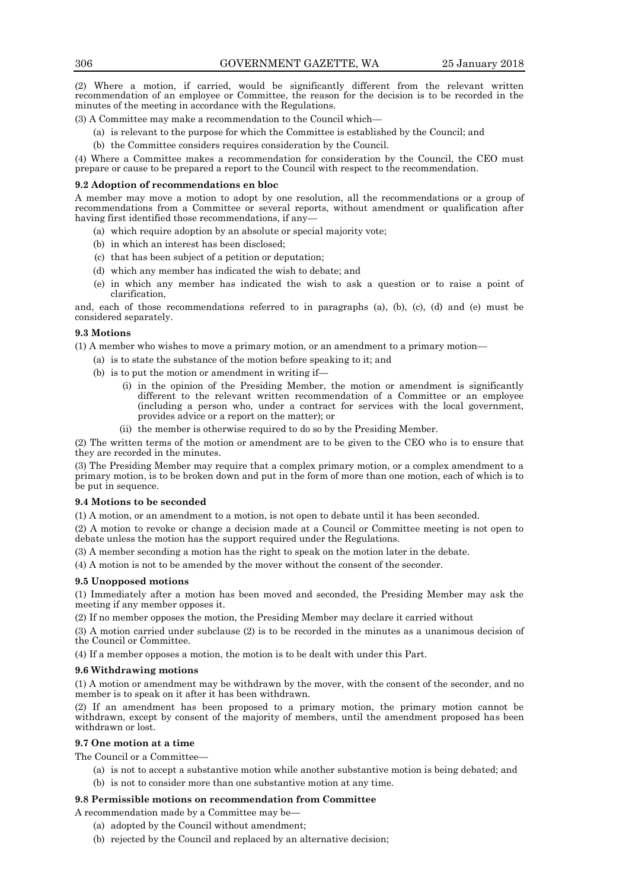(2) Where a motion, if carried, would be significantly different from the relevant written recommendation of an employee or Committee, the reason for the decision is to be recorded in the minutes of the meeting in accordance with the Regulations.

(3) A Committee may make a recommendation to the Council which—

- (a) is relevant to the purpose for which the Committee is established by the Council; and
- (b) the Committee considers requires consideration by the Council.

(4) Where a Committee makes a recommendation for consideration by the Council, the CEO must prepare or cause to be prepared a report to the Council with respect to the recommendation.

**9.2 Adoption of recommendations en bloc**

A member may move a motion to adopt by one resolution, all the recommendations or a group of recommendations from a Committee or several reports, without amendment or qualification after having first identified those recommendations, if any—

- (a) which require adoption by an absolute or special majority vote;
- (b) in which an interest has been disclosed;
- (c) that has been subject of a petition or deputation;
- (d) which any member has indicated the wish to debate; and
- (e) in which any member has indicated the wish to ask a question or to raise a point of clarification,

and, each of those recommendations referred to in paragraphs (a), (b), (c), (d) and (e) must be considered separately.

**9.3 Motions**

(1) A member who wishes to move a primary motion, or an amendment to a primary motion—

- (a) is to state the substance of the motion before speaking to it; and
- (b) is to put the motion or amendment in writing if—
  - (i) in the opinion of the Presiding Member, the motion or amendment is significantly different to the relevant written recommendation of a Committee or an employee (including a person who, under a contract for services with the local government, provides advice or a report on the matter); or
  - (ii) the member is otherwise required to do so by the Presiding Member.

(2) The written terms of the motion or amendment are to be given to the CEO who is to ensure that they are recorded in the minutes.

(3) The Presiding Member may require that a complex primary motion, or a complex amendment to a primary motion, is to be broken down and put in the form of more than one motion, each of which is to be put in sequence.

**9.4 Motions to be seconded**

(1) A motion, or an amendment to a motion, is not open to debate until it has been seconded.

(2) A motion to revoke or change a decision made at a Council or Committee meeting is not open to debate unless the motion has the support required under the Regulations.

(3) A member seconding a motion has the right to speak on the motion later in the debate.

(4) A motion is not to be amended by the mover without the consent of the seconder.

**9.5 Unopposed motions**

(1) Immediately after a motion has been moved and seconded, the Presiding Member may ask the meeting if any member opposes it.

(2) If no member opposes the motion, the Presiding Member may declare it carried without

(3) A motion carried under subclause (2) is to be recorded in the minutes as a unanimous decision of the Council or Committee.

(4) If a member opposes a motion, the motion is to be dealt with under this Part.

**9.6 Withdrawing motions**

(1) A motion or amendment may be withdrawn by the mover, with the consent of the seconder, and no member is to speak on it after it has been withdrawn.

(2) If an amendment has been proposed to a primary motion, the primary motion cannot be withdrawn, except by consent of the majority of members, until the amendment proposed has been withdrawn or lost.

**9.7 One motion at a time**

The Council or a Committee—

- (a) is not to accept a substantive motion while another substantive motion is being debated; and
- (b) is not to consider more than one substantive motion at any time.

**9.8 Permissible motions on recommendation from Committee**

A recommendation made by a Committee may be—

- (a) adopted by the Council without amendment;
- (b) rejected by the Council and replaced by an alternative decision;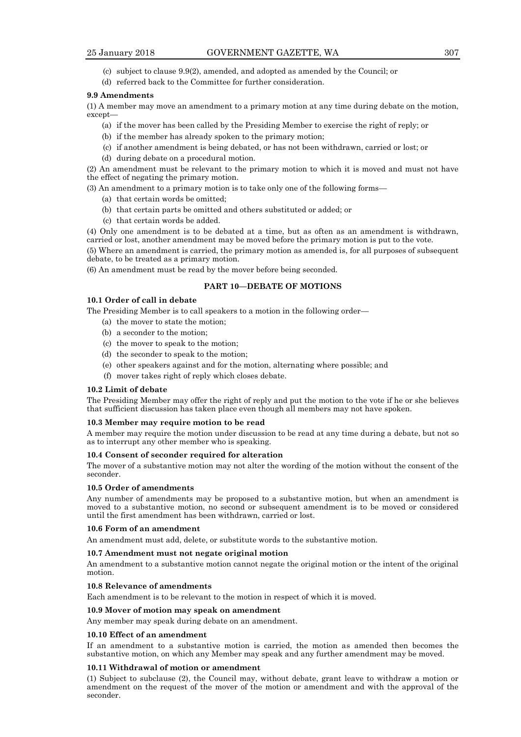(c) subject to clause 9.9(2), amended, and adopted as amended by the Council; or

(d) referred back to the Committee for further consideration.

**9.9 Amendments**

(1) A member may move an amendment to a primary motion at any time during debate on the motion, except—

(a) if the mover has been called by the Presiding Member to exercise the right of reply; or

(b) if the member has already spoken to the primary motion;

(c) if another amendment is being debated, or has not been withdrawn, carried or lost; or

(d) during debate on a procedural motion.

(2) An amendment must be relevant to the primary motion to which it is moved and must not have the effect of negating the primary motion.

(3) An amendment to a primary motion is to take only one of the following forms—

(a) that certain words be omitted;

(b) that certain parts be omitted and others substituted or added; or

(c) that certain words be added.

(4) Only one amendment is to be debated at a time, but as often as an amendment is withdrawn, carried or lost, another amendment may be moved before the primary motion is put to the vote.

(5) Where an amendment is carried, the primary motion as amended is, for all purposes of subsequent debate, to be treated as a primary motion.

(6) An amendment must be read by the mover before being seconded.

## PART 10—DEBATE OF MOTIONS

**10.1 Order of call in debate**

The Presiding Member is to call speakers to a motion in the following order—

(a) the mover to state the motion;

(b) a seconder to the motion;

(c) the mover to speak to the motion;

(d) the seconder to speak to the motion;

(e) other speakers against and for the motion, alternating where possible; and

(f) mover takes right of reply which closes debate.

**10.2 Limit of debate**

The Presiding Member may offer the right of reply and put the motion to the vote if he or she believes that sufficient discussion has taken place even though all members may not have spoken.

**10.3 Member may require motion to be read**

A member may require the motion under discussion to be read at any time during a debate, but not so as to interrupt any other member who is speaking.

**10.4 Consent of seconder required for alteration**

The mover of a substantive motion may not alter the wording of the motion without the consent of the seconder.

**10.5 Order of amendments**

Any number of amendments may be proposed to a substantive motion, but when an amendment is moved to a substantive motion, no second or subsequent amendment is to be moved or considered until the first amendment has been withdrawn, carried or lost.

**10.6 Form of an amendment**

An amendment must add, delete, or substitute words to the substantive motion.

**10.7 Amendment must not negate original motion**

An amendment to a substantive motion cannot negate the original motion or the intent of the original motion.

**10.8 Relevance of amendments**

Each amendment is to be relevant to the motion in respect of which it is moved.

**10.9 Mover of motion may speak on amendment**

Any member may speak during debate on an amendment.

**10.10 Effect of an amendment**

If an amendment to a substantive motion is carried, the motion as amended then becomes the substantive motion, on which any Member may speak and any further amendment may be moved.

**10.11 Withdrawal of motion or amendment**

(1) Subject to subclause (2), the Council may, without debate, grant leave to withdraw a motion or amendment on the request of the mover of the motion or amendment and with the approval of the seconder.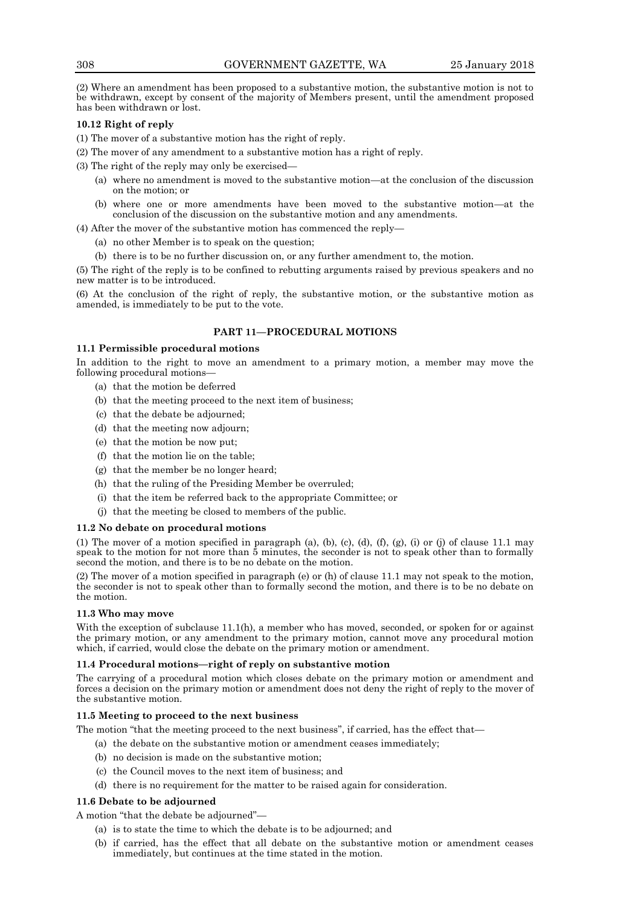(2) Where an amendment has been proposed to a substantive motion, the substantive motion is not to be withdrawn, except by consent of the majority of Members present, until the amendment proposed has been withdrawn or lost.

**10.12 Right of reply**

(1) The mover of a substantive motion has the right of reply.

(2) The mover of any amendment to a substantive motion has a right of reply.

(3) The right of the reply may only be exercised—

- (a) where no amendment is moved to the substantive motion—at the conclusion of the discussion on the motion; or
- (b) where one or more amendments have been moved to the substantive motion—at the conclusion of the discussion on the substantive motion and any amendments.

(4) After the mover of the substantive motion has commenced the reply—

- (a) no other Member is to speak on the question;
- (b) there is to be no further discussion on, or any further amendment to, the motion.

(5) The right of the reply is to be confined to rebutting arguments raised by previous speakers and no new matter is to be introduced.

(6) At the conclusion of the right of reply, the substantive motion, or the substantive motion as amended, is immediately to be put to the vote.

## PART 11—PROCEDURAL MOTIONS

**11.1 Permissible procedural motions**

In addition to the right to move an amendment to a primary motion, a member may move the following procedural motions—

- (a) that the motion be deferred
- (b) that the meeting proceed to the next item of business;
- (c) that the debate be adjourned;
- (d) that the meeting now adjourn;
- (e) that the motion be now put;
- (f) that the motion lie on the table;
- (g) that the member be no longer heard;
- (h) that the ruling of the Presiding Member be overruled;
- (i) that the item be referred back to the appropriate Committee; or
- (j) that the meeting be closed to members of the public.

**11.2 No debate on procedural motions**

(1) The mover of a motion specified in paragraph (a), (b), (c), (d), (f), (g), (i) or (j) of clause 11.1 may speak to the motion for not more than 5 minutes, the seconder is not to speak other than to formally second the motion, and there is to be no debate on the motion.

(2) The mover of a motion specified in paragraph (e) or (h) of clause 11.1 may not speak to the motion, the seconder is not to speak other than to formally second the motion, and there is to be no debate on the motion.

**11.3 Who may move**

With the exception of subclause 11.1(h), a member who has moved, seconded, or spoken for or against the primary motion, or any amendment to the primary motion, cannot move any procedural motion which, if carried, would close the debate on the primary motion or amendment.

**11.4 Procedural motions—right of reply on substantive motion**

The carrying of a procedural motion which closes debate on the primary motion or amendment and forces a decision on the primary motion or amendment does not deny the right of reply to the mover of the substantive motion.

**11.5 Meeting to proceed to the next business**

The motion "that the meeting proceed to the next business", if carried, has the effect that—

- (a) the debate on the substantive motion or amendment ceases immediately;
- (b) no decision is made on the substantive motion;
- (c) the Council moves to the next item of business; and
- (d) there is no requirement for the matter to be raised again for consideration.

**11.6 Debate to be adjourned**

A motion "that the debate be adjourned"—

- (a) is to state the time to which the debate is to be adjourned; and
- (b) if carried, has the effect that all debate on the substantive motion or amendment ceases immediately, but continues at the time stated in the motion.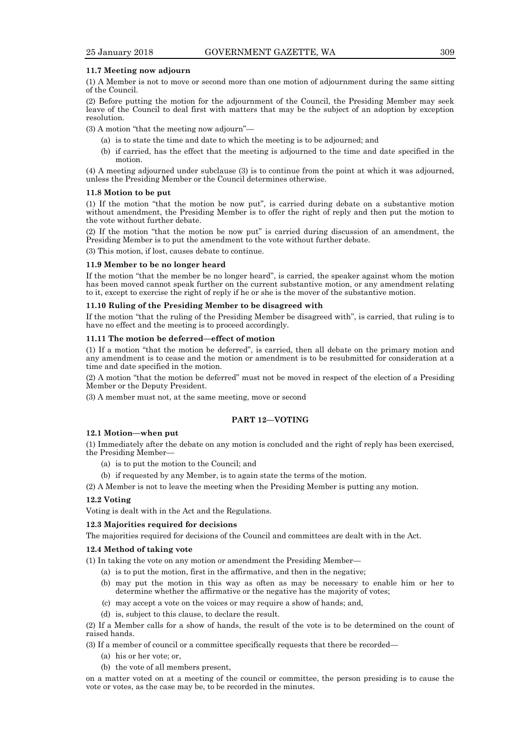**11.7 Meeting now adjourn**

(1) A Member is not to move or second more than one motion of adjournment during the same sitting of the Council.

(2) Before putting the motion for the adjournment of the Council, the Presiding Member may seek leave of the Council to deal first with matters that may be the subject of an adoption by exception resolution.

(3) A motion "that the meeting now adjourn"—

- (a) is to state the time and date to which the meeting is to be adjourned; and
- (b) if carried, has the effect that the meeting is adjourned to the time and date specified in the motion.

(4) A meeting adjourned under subclause (3) is to continue from the point at which it was adjourned, unless the Presiding Member or the Council determines otherwise.

**11.8 Motion to be put**

(1) If the motion "that the motion be now put", is carried during debate on a substantive motion without amendment, the Presiding Member is to offer the right of reply and then put the motion to the vote without further debate.

(2) If the motion "that the motion be now put" is carried during discussion of an amendment, the Presiding Member is to put the amendment to the vote without further debate.

(3) This motion, if lost, causes debate to continue.

**11.9 Member to be no longer heard**

If the motion "that the member be no longer heard", is carried, the speaker against whom the motion has been moved cannot speak further on the current substantive motion, or any amendment relating to it, except to exercise the right of reply if he or she is the mover of the substantive motion.

**11.10 Ruling of the Presiding Member to be disagreed with**

If the motion "that the ruling of the Presiding Member be disagreed with", is carried, that ruling is to have no effect and the meeting is to proceed accordingly.

**11.11 The motion be deferred—effect of motion**

(1) If a motion "that the motion be deferred", is carried, then all debate on the primary motion and any amendment is to cease and the motion or amendment is to be resubmitted for consideration at a time and date specified in the motion.

(2) A motion "that the motion be deferred" must not be moved in respect of the election of a Presiding Member or the Deputy President.

(3) A member must not, at the same meeting, move or second

## PART 12—VOTING

**12.1 Motion—when put**

(1) Immediately after the debate on any motion is concluded and the right of reply has been exercised, the Presiding Member—

- (a) is to put the motion to the Council; and
- (b) if requested by any Member, is to again state the terms of the motion.

(2) A Member is not to leave the meeting when the Presiding Member is putting any motion.

**12.2 Voting**

Voting is dealt with in the Act and the Regulations.

**12.3 Majorities required for decisions**

The majorities required for decisions of the Council and committees are dealt with in the Act.

**12.4 Method of taking vote**

(1) In taking the vote on any motion or amendment the Presiding Member—

- (a) is to put the motion, first in the affirmative, and then in the negative;
- (b) may put the motion in this way as often as may be necessary to enable him or her to determine whether the affirmative or the negative has the majority of votes;
- (c) may accept a vote on the voices or may require a show of hands; and,
- (d) is, subject to this clause, to declare the result.

(2) If a Member calls for a show of hands, the result of the vote is to be determined on the count of raised hands.

(3) If a member of council or a committee specifically requests that there be recorded—

- (a) his or her vote; or,
- (b) the vote of all members present,

on a matter voted on at a meeting of the council or committee, the person presiding is to cause the vote or votes, as the case may be, to be recorded in the minutes.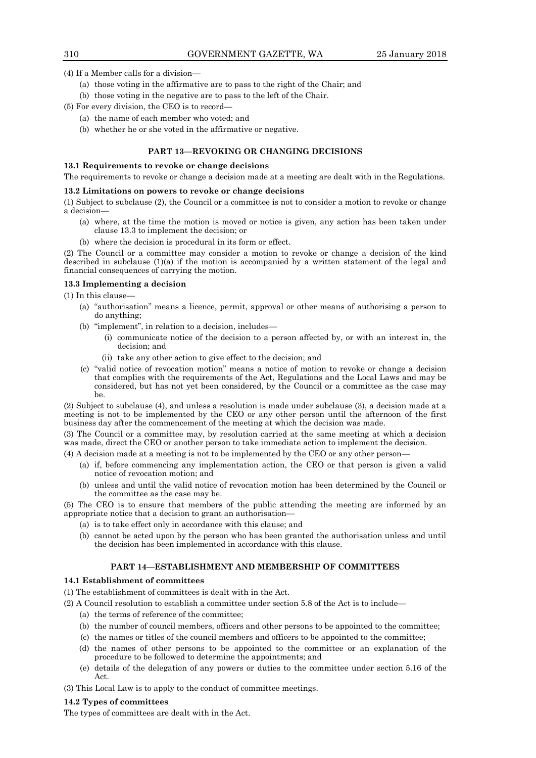(4) If a Member calls for a division—

(a) those voting in the affirmative are to pass to the right of the Chair; and

(b) those voting in the negative are to pass to the left of the Chair.

(5) For every division, the CEO is to record—

(a) the name of each member who voted; and

(b) whether he or she voted in the affirmative or negative.

## PART 13—REVOKING OR CHANGING DECISIONS

### 13.1 Requirements to revoke or change decisions

The requirements to revoke or change a decision made at a meeting are dealt with in the Regulations.

### 13.2 Limitations on powers to revoke or change decisions

(1) Subject to subclause (2), the Council or a committee is not to consider a motion to revoke or change a decision—

(a) where, at the time the motion is moved or notice is given, any action has been taken under clause 13.3 to implement the decision; or

(b) where the decision is procedural in its form or effect.

(2) The Council or a committee may consider a motion to revoke or change a decision of the kind described in subclause (1)(a) if the motion is accompanied by a written statement of the legal and financial consequences of carrying the motion.

### 13.3 Implementing a decision

(1) In this clause—

(a) "authorisation" means a licence, permit, approval or other means of authorising a person to do anything;

(b) "implement", in relation to a decision, includes—

(i) communicate notice of the decision to a person affected by, or with an interest in, the decision; and

(ii) take any other action to give effect to the decision; and

(c) "valid notice of revocation motion" means a notice of motion to revoke or change a decision that complies with the requirements of the Act, Regulations and the Local Laws and may be considered, but has not yet been considered, by the Council or a committee as the case may be.

(2) Subject to subclause (4), and unless a resolution is made under subclause (3), a decision made at a meeting is not to be implemented by the CEO or any other person until the afternoon of the first business day after the commencement of the meeting at which the decision was made.

(3) The Council or a committee may, by resolution carried at the same meeting at which a decision was made, direct the CEO or another person to take immediate action to implement the decision.

(4) A decision made at a meeting is not to be implemented by the CEO or any other person—

(a) if, before commencing any implementation action, the CEO or that person is given a valid notice of revocation motion; and

(b) unless and until the valid notice of revocation motion has been determined by the Council or the committee as the case may be.

(5) The CEO is to ensure that members of the public attending the meeting are informed by an appropriate notice that a decision to grant an authorisation—

(a) is to take effect only in accordance with this clause; and

(b) cannot be acted upon by the person who has been granted the authorisation unless and until the decision has been implemented in accordance with this clause.

## PART 14—ESTABLISHMENT AND MEMBERSHIP OF COMMITTEES

### 14.1 Establishment of committees

(1) The establishment of committees is dealt with in the Act.

(2) A Council resolution to establish a committee under section 5.8 of the Act is to include—

(a) the terms of reference of the committee;

(b) the number of council members, officers and other persons to be appointed to the committee;

(c) the names or titles of the council members and officers to be appointed to the committee;

(d) the names of other persons to be appointed to the committee or an explanation of the procedure to be followed to determine the appointments; and

(e) details of the delegation of any powers or duties to the committee under section 5.16 of the Act.

(3) This Local Law is to apply to the conduct of committee meetings.

### 14.2 Types of committees

The types of committees are dealt with in the Act.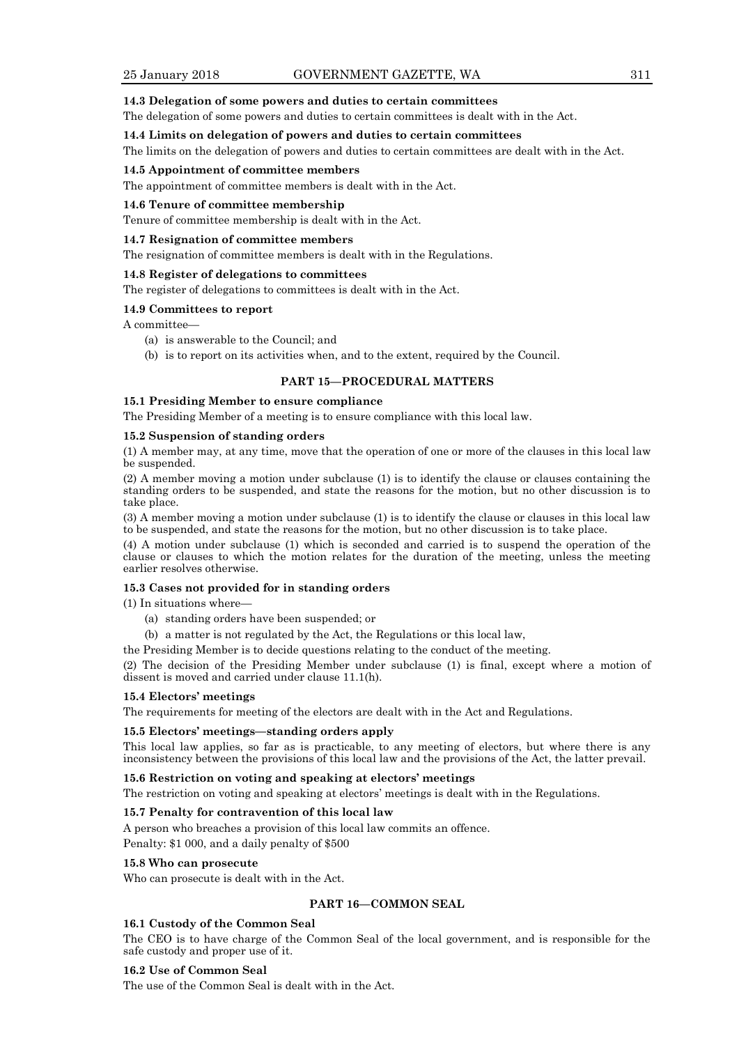#### 14.3 Delegation of some powers and duties to certain committees

The delegation of some powers and duties to certain committees is dealt with in the Act.

#### 14.4 Limits on delegation of powers and duties to certain committees

The limits on the delegation of powers and duties to certain committees are dealt with in the Act.

#### 14.5 Appointment of committee members

The appointment of committee members is dealt with in the Act.

#### 14.6 Tenure of committee membership

Tenure of committee membership is dealt with in the Act.

#### 14.7 Resignation of committee members

The resignation of committee members is dealt with in the Regulations.

#### 14.8 Register of delegations to committees

The register of delegations to committees is dealt with in the Act.

#### 14.9 Committees to report

A committee—

(a) is answerable to the Council; and

(b) is to report on its activities when, and to the extent, required by the Council.

### PART 15—PROCEDURAL MATTERS

#### 15.1 Presiding Member to ensure compliance

The Presiding Member of a meeting is to ensure compliance with this local law.

#### 15.2 Suspension of standing orders

(1) A member may, at any time, move that the operation of one or more of the clauses in this local law be suspended.

(2) A member moving a motion under subclause (1) is to identify the clause or clauses containing the standing orders to be suspended, and state the reasons for the motion, but no other discussion is to take place.

(3) A member moving a motion under subclause (1) is to identify the clause or clauses in this local law to be suspended, and state the reasons for the motion, but no other discussion is to take place.

(4) A motion under subclause (1) which is seconded and carried is to suspend the operation of the clause or clauses to which the motion relates for the duration of the meeting, unless the meeting earlier resolves otherwise.

#### 15.3 Cases not provided for in standing orders

(1) In situations where—

(a) standing orders have been suspended; or

(b) a matter is not regulated by the Act, the Regulations or this local law,

the Presiding Member is to decide questions relating to the conduct of the meeting.

(2) The decision of the Presiding Member under subclause (1) is final, except where a motion of dissent is moved and carried under clause 11.1(h).

#### 15.4 Electors' meetings

The requirements for meeting of the electors are dealt with in the Act and Regulations.

#### 15.5 Electors' meetings—standing orders apply

This local law applies, so far as is practicable, to any meeting of electors, but where there is any inconsistency between the provisions of this local law and the provisions of the Act, the latter prevail.

#### 15.6 Restriction on voting and speaking at electors' meetings

The restriction on voting and speaking at electors' meetings is dealt with in the Regulations.

#### 15.7 Penalty for contravention of this local law

A person who breaches a provision of this local law commits an offence.

Penalty: $1 000, and a daily penalty of $500

#### 15.8 Who can prosecute

Who can prosecute is dealt with in the Act.

### PART 16—COMMON SEAL

#### 16.1 Custody of the Common Seal

The CEO is to have charge of the Common Seal of the local government, and is responsible for the safe custody and proper use of it.

#### 16.2 Use of Common Seal

The use of the Common Seal is dealt with in the Act.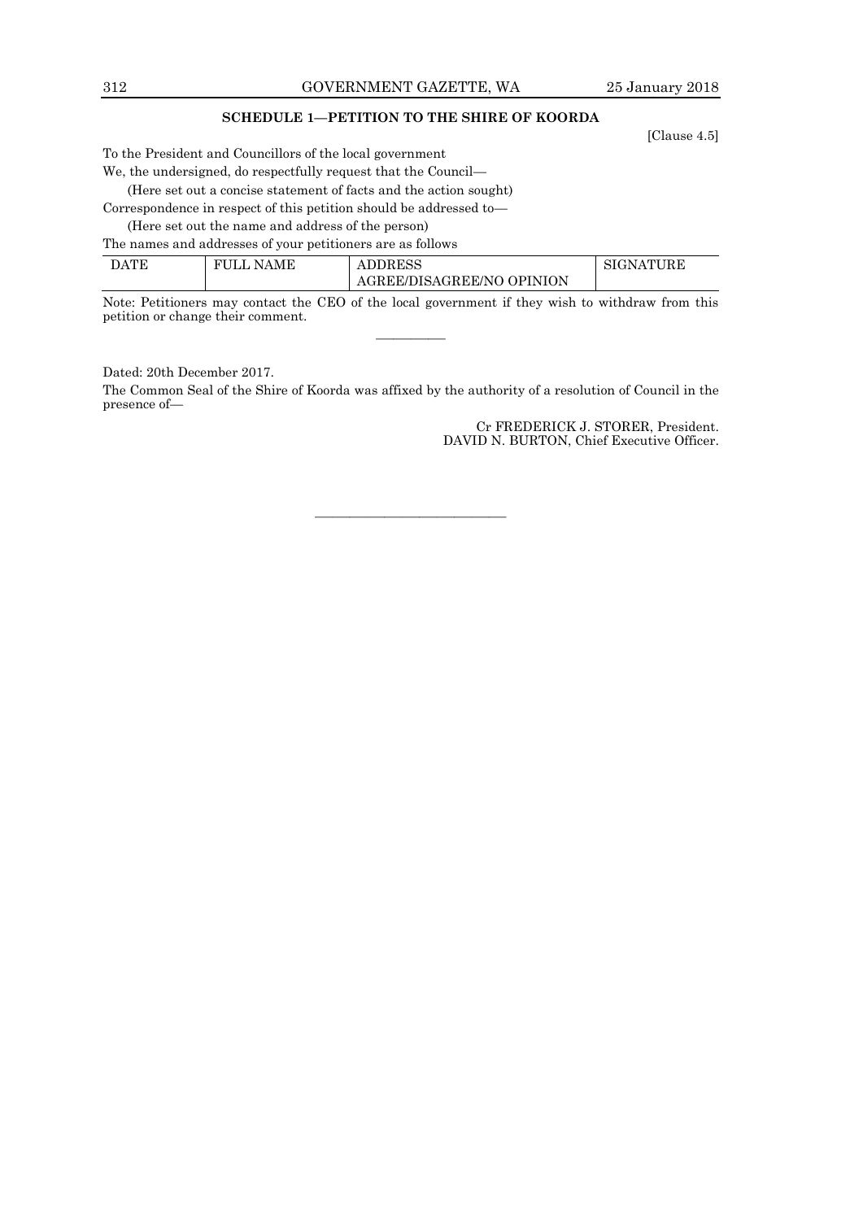## SCHEDULE 1—PETITION TO THE SHIRE OF KOORDA

[Clause 4.5]

To the President and Councillors of the local government

We, the undersigned, do respectfully request that the Council—

(Here set out a concise statement of facts and the action sought)

Correspondence in respect of this petition should be addressed to—

(Here set out the name and address of the person)

The names and addresses of your petitioners are as follows

| DATE | FULL NAME | ADDRESS AGREE/DISAGREE/NO OPINION | SIGNATURE |
|---|---|---|---|

Note: Petitioners may contact the CEO of the local government if they wish to withdraw from this petition or change their comment.

———————

Dated: 20th December 2017.

The Common Seal of the Shire of Koorda was affixed by the authority of a resolution of Council in the presence of—

Cr FREDERICK J. STORER, President.
DAVID N. BURTON, Chief Executive Officer.

———————————